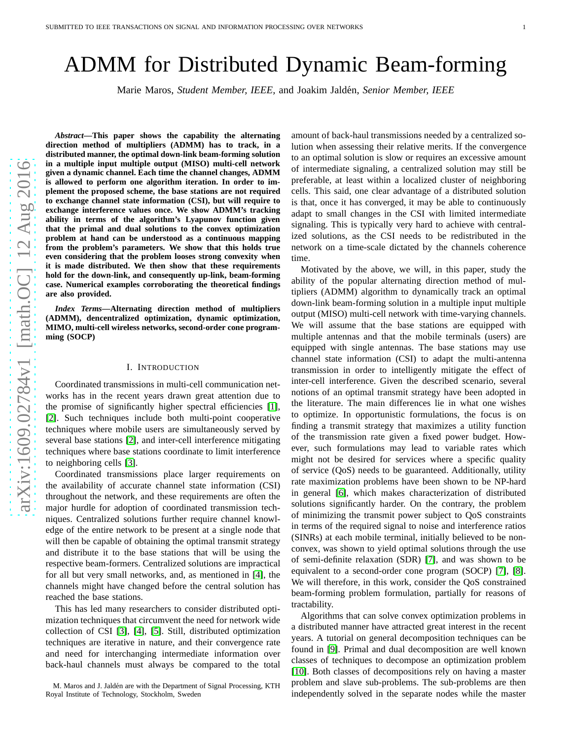# ADMM for Distributed Dynamic Beam-forming

Marie Maros, *Student Member, IEEE,* and Joakim Jaldén, *Senior Member, IEEE*

***Abstract*—This paper shows the capability the alternating direction method of multipliers (ADMM) has to track, in a distributed manner, the optimal down-link beam-forming solution in a multiple input multiple output (MISO) multi-cell network given a dynamic channel. Each time the channel changes, ADMM is allowed to perform one algorithm iteration. In order to implement the proposed scheme, the base stations are not required to exchange channel state information (CSI), but will require to exchange interference values once. We show ADMM's tracking ability in terms of the algorithm's Lyapunov function given that the primal and dual solutions to the convex optimization problem at hand can be understood as a continuous mapping from the problem's parameters. We show that this holds true even considering that the problem looses strong convexity when it is made distributed. We then show that these requirements hold for the down-link, and consequently up-link, beam-forming case. Numerical examples corroborating the theoretical findings are also provided.**

***Index Terms*—Alternating direction method of multipliers (ADMM), dencentralized optimization, dynamic optimization, MIMO, multi-cell wireless networks, second-order cone programming (SOCP)**

## I. Introduction

Coordinated transmissions in multi-cell communication networks has in the recent years drawn great attention due to the promise of significantly higher spectral efficiencies [1], [2]. Such techniques include both multi-point cooperative techniques where mobile users are simultaneously served by several base stations [2], and inter-cell interference mitigating techniques where base stations coordinate to limit interference to neighboring cells [3].

Coordinated transmissions place larger requirements on the availability of accurate channel state information (CSI) throughout the network, and these requirements are often the major hurdle for adoption of coordinated transmission techniques. Centralized solutions further require channel knowledge of the entire network to be present at a single node that will then be capable of obtaining the optimal transmit strategy and distribute it to the base stations that will be using the respective beam-formers. Centralized solutions are impractical for all but very small networks, and, as mentioned in [4], the channels might have changed before the central solution has reached the base stations.

This has led many researchers to consider distributed optimization techniques that circumvent the need for network wide collection of CSI [3], [4], [5]. Still, distributed optimization techniques are iterative in nature, and their convergence rate and need for interchanging intermediate information over back-haul channels must always be compared to the total amount of back-haul transmissions needed by a centralized solution when assessing their relative merits. If the convergence to an optimal solution is slow or requires an excessive amount of intermediate signaling, a centralized solution may still be preferable, at least within a localized cluster of neighboring cells. This said, one clear advantage of a distributed solution is that, once it has converged, it may be able to continuously adapt to small changes in the CSI with limited intermediate signaling. This is typically very hard to achieve with centralized solutions, as the CSI needs to be redistributed in the network on a time-scale dictated by the channels coherence time.

Motivated by the above, we will, in this paper, study the ability of the popular alternating direction method of multipliers (ADMM) algorithm to dynamically track an optimal down-link beam-forming solution in a multiple input multiple output (MISO) multi-cell network with time-varying channels. We will assume that the base stations are equipped with multiple antennas and that the mobile terminals (users) are equipped with single antennas. The base stations may use channel state information (CSI) to adapt the multi-antenna transmission in order to intelligently mitigate the effect of inter-cell interference. Given the described scenario, several notions of an optimal transmit strategy have been adopted in the literature. The main differences lie in what one wishes to optimize. In opportunistic formulations, the focus is on finding a transmit strategy that maximizes a utility function of the transmission rate given a fixed power budget. However, such formulations may lead to variable rates which might not be desired for services where a specific quality of service (QoS) needs to be guaranteed. Additionally, utility rate maximization problems have been shown to be NP-hard in general [6], which makes characterization of distributed solutions significantly harder. On the contrary, the problem of minimizing the transmit power subject to QoS constraints in terms of the required signal to noise and interference ratios (SINRs) at each mobile terminal, initially believed to be non-convex, was shown to yield optimal solutions through the use of semi-definite relaxation (SDR) [7], and was shown to be equivalent to a second-order cone program (SOCP) [7], [8]. We will therefore, in this work, consider the QoS constrained beam-forming problem formulation, partially for reasons of tractability.

Algorithms that can solve convex optimization problems in a distributed manner have attracted great interest in the recent years. A tutorial on general decomposition techniques can be found in [9]. Primal and dual decomposition are well known classes of techniques to decompose an optimization problem [10]. Both classes of decompositions rely on having a master problem and slave sub-problems. The sub-problems are then independently solved in the separate nodes while the master

M. Maros and J. Jaldén are with the Department of Signal Processing, KTH Royal Institute of Technology, Stockholm, Sweden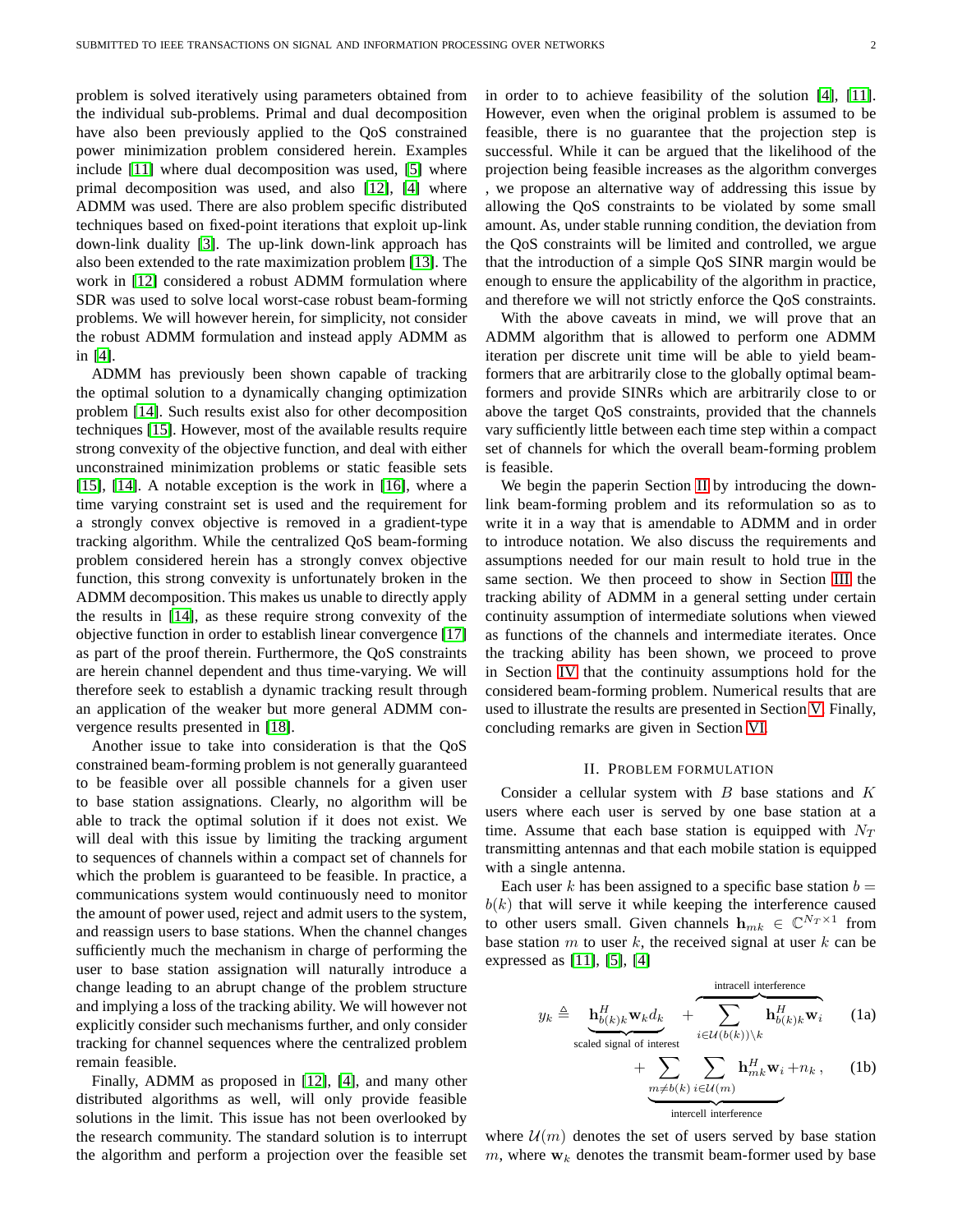problem is solved iteratively using parameters obtained from the individual sub-problems. Primal and dual decomposition have also been previously applied to the QoS constrained power minimization problem considered herein. Examples include [11] where dual decomposition was used, [5] where primal decomposition was used, and also [12], [4] where ADMM was used. There are also problem specific distributed techniques based on fixed-point iterations that exploit up-link down-link duality [3]. The up-link down-link approach has also been extended to the rate maximization problem [13]. The work in [12] considered a robust ADMM formulation where SDR was used to solve local worst-case robust beam-forming problems. We will however herein, for simplicity, not consider the robust ADMM formulation and instead apply ADMM as in [4].

ADMM has previously been shown capable of tracking the optimal solution to a dynamically changing optimization problem [14]. Such results exist also for other decomposition techniques [15]. However, most of the available results require strong convexity of the objective function, and deal with either unconstrained minimization problems or static feasible sets [15], [14]. A notable exception is the work in [16], where a time varying constraint set is used and the requirement for a strongly convex objective is removed in a gradient-type tracking algorithm. While the centralized QoS beam-forming problem considered herein has a strongly convex objective function, this strong convexity is unfortunately broken in the ADMM decomposition. This makes us unable to directly apply the results in [14], as these require strong convexity of the objective function in order to establish linear convergence [17] as part of the proof therein. Furthermore, the QoS constraints are herein channel dependent and thus time-varying. We will therefore seek to establish a dynamic tracking result through an application of the weaker but more general ADMM convergence results presented in [18].

Another issue to take into consideration is that the QoS constrained beam-forming problem is not generally guaranteed to be feasible over all possible channels for a given user to base station assignations. Clearly, no algorithm will be able to track the optimal solution if it does not exist. We will deal with this issue by limiting the tracking argument to sequences of channels within a compact set of channels for which the problem is guaranteed to be feasible. In practice, a communications system would continuously need to monitor the amount of power used, reject and admit users to the system, and reassign users to base stations. When the channel changes sufficiently much the mechanism in charge of performing the user to base station assignation will naturally introduce a change leading to an abrupt change of the problem structure and implying a loss of the tracking ability. We will however not explicitly consider such mechanisms further, and only consider tracking for channel sequences where the centralized problem remain feasible.

Finally, ADMM as proposed in [12], [4], and many other distributed algorithms as well, will only provide feasible solutions in the limit. This issue has not been overlooked by the research community. The standard solution is to interrupt the algorithm and perform a projection over the feasible set in order to to achieve feasibility of the solution [4], [11]. However, even when the original problem is assumed to be feasible, there is no guarantee that the projection step is successful. While it can be argued that the likelihood of the projection being feasible increases as the algorithm converges , we propose an alternative way of addressing this issue by allowing the QoS constraints to be violated by some small amount. As, under stable running condition, the deviation from the QoS constraints will be limited and controlled, we argue that the introduction of a simple QoS SINR margin would be enough to ensure the applicability of the algorithm in practice, and therefore we will not strictly enforce the QoS constraints.

With the above caveats in mind, we will prove that an ADMM algorithm that is allowed to perform one ADMM iteration per discrete unit time will be able to yield beam-formers that are arbitrarily close to the globally optimal beam-formers and provide SINRs which are arbitrarily close to or above the target QoS constraints, provided that the channels vary sufficiently little between each time step within a compact set of channels for which the overall beam-forming problem is feasible.

We begin the paperin Section II by introducing the down-link beam-forming problem and its reformulation so as to write it in a way that is amendable to ADMM and in order to introduce notation. We also discuss the requirements and assumptions needed for our main result to hold true in the same section. We then proceed to show in Section III the tracking ability of ADMM in a general setting under certain continuity assumption of intermediate solutions when viewed as functions of the channels and intermediate iterates. Once the tracking ability has been shown, we proceed to prove in Section IV that the continuity assumptions hold for the considered beam-forming problem. Numerical results that are used to illustrate the results are presented in Section V. Finally, concluding remarks are given in Section VI.

## II. Problem formulation

Consider a cellular system with $B$ base stations and $K$ users where each user is served by one base station at a time. Assume that each base station is equipped with $N_T$ transmitting antennas and that each mobile station is equipped with a single antenna.

Each user $k$ has been assigned to a specific base station $b = b(k)$ that will serve it while keeping the interference caused to other users small. Given channels $\mathbf{h}_{mk} \in \mathbb{C}^{N_T \times 1}$ from base station $m$ to user $k$, the received signal at user $k$ can be expressed as [11], [5], [4]

$$y_k \triangleq \underbrace{\mathbf{h}_{b(k)k}^H \mathbf{w}_k d_k}_{\text{scaled signal of interest}} + \overbrace{\sum_{i \in \mathcal{U}(b(k)) \setminus k} \mathbf{h}_{b(k)k}^H \mathbf{w}_i}^{\text{intracell interference}} \tag{1a}$$

$$+ \underbrace{\sum_{m \neq b(k)} \sum_{i \in \mathcal{U}(m)} \mathbf{h}_{mk}^H \mathbf{w}_i}_{\text{intercell interference}} + n_k \,, \tag{1b}$$

where $\mathcal{U}(m)$ denotes the set of users served by base station $m$, where $\mathbf{w}_k$ denotes the transmit beam-former used by base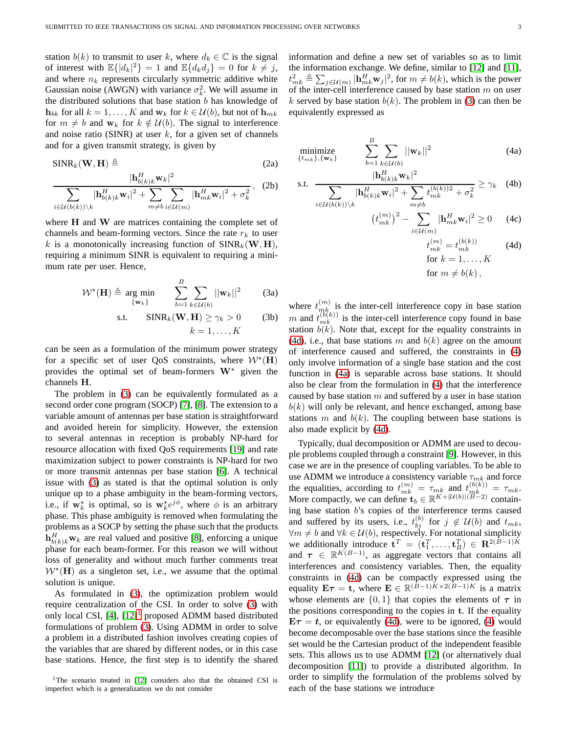station $b(k)$ to transmit to user $k$, where $d_k \in \mathbb{C}$ is the signal of interest with $\mathbb{E}\{|d_k|^2\} = 1$ and $\mathbb{E}\{d_k d_j\} = 0$ for $k \neq j$, and where $n_k$ represents circularly symmetric additive white Gaussian noise (AWGN) with variance $\sigma_k^2$. We will assume in the distributed solutions that base station $b$ has knowledge of $\mathbf{h}_{bk}$ for all $k = 1, \ldots, K$ and $\mathbf{w}_k$ for $k \in \mathcal{U}(b)$, but not of $\mathbf{h}_{mk}$ for $m \neq b$ and $\mathbf{w}_k$ for $k \notin \mathcal{U}(b)$. The signal to interference and noise ratio (SINR) at user $k$, for a given set of channels and for a given transmit strategy, is given by

$$
\begin{aligned}
&\mathrm{SINR}_k(\mathbf{W}, \mathbf{H}) \triangleq && \text{(2a)} \\
&\frac{|\mathbf{h}_{b(k)k}^H \mathbf{w}_k|^2}{\sum\limits_{i \in \mathcal{U}(b(k)) \setminus k} |\mathbf{h}_{b(k)k}^H \mathbf{w}_i|^2 + \sum\limits_{m \neq b} \sum\limits_{i \in \mathcal{U}(m)} |\mathbf{h}_{mk}^H \mathbf{w}_i|^2 + \sigma_k^2}, && \text{(2b)}
\end{aligned}
$$

where $\mathbf{H}$ and $\mathbf{W}$ are matrices containing the complete set of channels and beam-forming vectors. Since the rate $r_k$ to user $k$ is a monotonically increasing function of $\mathrm{SINR}_k(\mathbf{W}, \mathbf{H})$, requiring a minimum SINR is equivalent to requiring a minimum rate per user. Hence,

$$
\begin{aligned}
\mathcal{W}^\star(\mathbf{H}) \triangleq \underset{\{\mathbf{w}_k\}}{\arg\min} \quad & \sum_{b=1}^{B} \sum_{k \in \mathcal{U}(b)} ||\mathbf{w}_k||^2 && \text{(3a)} \\
\text{s.t.} \quad & \mathrm{SINR}_k(\mathbf{W}, \mathbf{H}) \geq \gamma_k > 0 && \text{(3b)} \\
& k = 1, \ldots, K
\end{aligned}
$$

can be seen as a formulation of the minimum power strategy for a specific set of user QoS constraints, where $\mathcal{W}^\star(\mathbf{H})$ provides the optimal set of beam-formers $\mathbf{W}^\star$ given the channels $\mathbf{H}$.

The problem in (3) can be equivalently formulated as a second order cone program (SOCP) [7], [8]. The extension to a variable amount of antennas per base station is straightforward and avoided herein for simplicity. However, the extension to several antennas in reception is probably NP-hard for resource allocation with fixed QoS requirements [19] and rate maximization subject to power constraints is NP-hard for two or more transmit antennas per base station [6]. A technical issue with (3) as stated is that the optimal solution is only unique up to a phase ambiguity in the beam-forming vectors, i.e., if $\mathbf{w}_k^\star$ is optimal, so is $\mathbf{w}_k^\star e^{j\phi}$, where $\phi$ is an arbitrary phase. This phase ambiguity is removed when formulating the problems as a SOCP by setting the phase such that the products $\mathbf{h}_{b(k)k}^H \mathbf{w}_k$ are real valued and positive [8], enforcing a unique phase for each beam-former. For this reason we will without loss of generality and without much further comments treat $\mathcal{W}^\star(\mathbf{H})$ as a singleton set, i.e., we assume that the optimal solution is unique.

As formulated in (3), the optimization problem would require centralization of the CSI. In order to solve (3) with only local CSI, [4], [12][1] proposed ADMM based distributed formulations of problem (3). Using ADMM in order to solve a problem in a distributed fashion involves creating copies of the variables that are shared by different nodes, or in this case base stations. Hence, the first step is to identify the shared information and define a new set of variables so as to limit the information exchange. We define, similar to [12] and [11], $t_{mk}^2 \triangleq \sum_{j \in \mathcal{U}(m)} |\mathbf{h}_{mk}^H \mathbf{w}_j|^2$, for $m \neq b(k)$, which is the power of the inter-cell interference caused by base station $m$ on user $k$ served by base station $b(k)$. The problem in (3) can then be equivalently expressed as

$$
\begin{aligned}
\underset{\{t_{mk}\}, \{\mathbf{w}_k\}}{\text{minimize}} \quad & \sum_{b=1}^{B} \sum_{k \in \mathcal{U}(b)} ||\mathbf{w}_k||^2 && \text{(4a)} \\
\text{s.t.} \quad & \frac{|\mathbf{h}_{b(k)k}^H \mathbf{w}_k|^2}{\sum\limits_{i \in \mathcal{U}(b(k)) \setminus k} |\mathbf{h}_{b(k)k}^H \mathbf{w}_i|^2 + \sum\limits_{m \neq b} t_{mk}^{(b(k))2} + \sigma_k^2} \geq \gamma_k && \text{(4b)} \\
& \left(t_{mk}^{(m)}\right)^2 - \sum_{i \in \mathcal{U}(m)} |\mathbf{h}_{mk}^H \mathbf{w}_i|^2 \geq 0 && \text{(4c)} \\
& t_{mk}^{(m)} = t_{mk}^{(b(k))} && \text{(4d)} \\
& \text{for } k = 1, \ldots, K \\
& \text{for } m \neq b(k)\,,
\end{aligned}
$$

where $t_{mk}^{(m)}$ is the inter-cell interference copy in base station $m$ and $t_{mk}^{(b(k))}$ is the inter-cell interference copy found in base station $b(k)$. Note that, except for the equality constraints in (4d), i.e., that base stations $m$ and $b(k)$ agree on the amount of interference caused and suffered, the constraints in (4) only involve information of a single base station and the cost function in (4a) is separable across base stations. It should also be clear from the formulation in (4) that the interference caused by base station $m$ and suffered by a user in base station $b(k)$ will only be relevant, and hence exchanged, among base stations $m$ and $b(k)$. The coupling between base stations is also made explicit by (4d).

Typically, dual decomposition or ADMM are used to decouple problems coupled through a constraint [9]. However, in this case we are in the presence of coupling variables. To be able to use ADMM we introduce a consistency variable $\tau_{mk}$ and force the equalities, according to $t_{mk}^{(m)} = \tau_{mk}$ and $t_{mk}^{(b(k))} = \tau_{mk}$. More compactly, we can define $\mathbf{t}_b \in \mathbb{R}^{K + |\mathcal{U}(b)|(B-2)}$ containing base station $b$'s copies of the interference terms caused and suffered by its users, i.e., $t_{bj}^{(b)}$ for $j \notin \mathcal{U}(b)$ and $t_{mk}$, $\forall m \neq b$ and $\forall k \in \mathcal{U}(b)$, respectively. For notational simplicity we additionally introduce $\mathbf{t}^T = (\mathbf{t}_1^T, \ldots, \mathbf{t}_B^T) \in \mathbf{R}^{2(B-1)K}$ and $\boldsymbol{\tau} \in \mathbb{R}^{K(B-1)}$, as aggregate vectors that contains all interferences and consistency variables. Then, the equality constraints in (4d) can be compactly expressed using the equality $\mathbf{E}\boldsymbol{\tau} = \mathbf{t}$, where $\mathbf{E} \in \mathbb{R}^{(B-1)K \times 2(B-1)K}$ is a matrix whose elements are $\{0, 1\}$ that copies the elements of $\boldsymbol{\tau}$ in the positions corresponding to the copies in $\mathbf{t}$. If the equality $\mathbf{E}\boldsymbol{\tau} = \boldsymbol{t}$, or equivalently (4d), were to be ignored, (4) would become decomposable over the base stations since the feasible set would be the Cartesian product of the independent feasible sets. This allows us to use ADMM [12] (or alternatively dual decomposition [11]) to provide a distributed algorithm. In order to simplify the formulation of the problems solved by each of the base stations we introduce

[1] The scenario treated in [12] considers also that the obtained CSI is imperfect which is a generalization we do not consider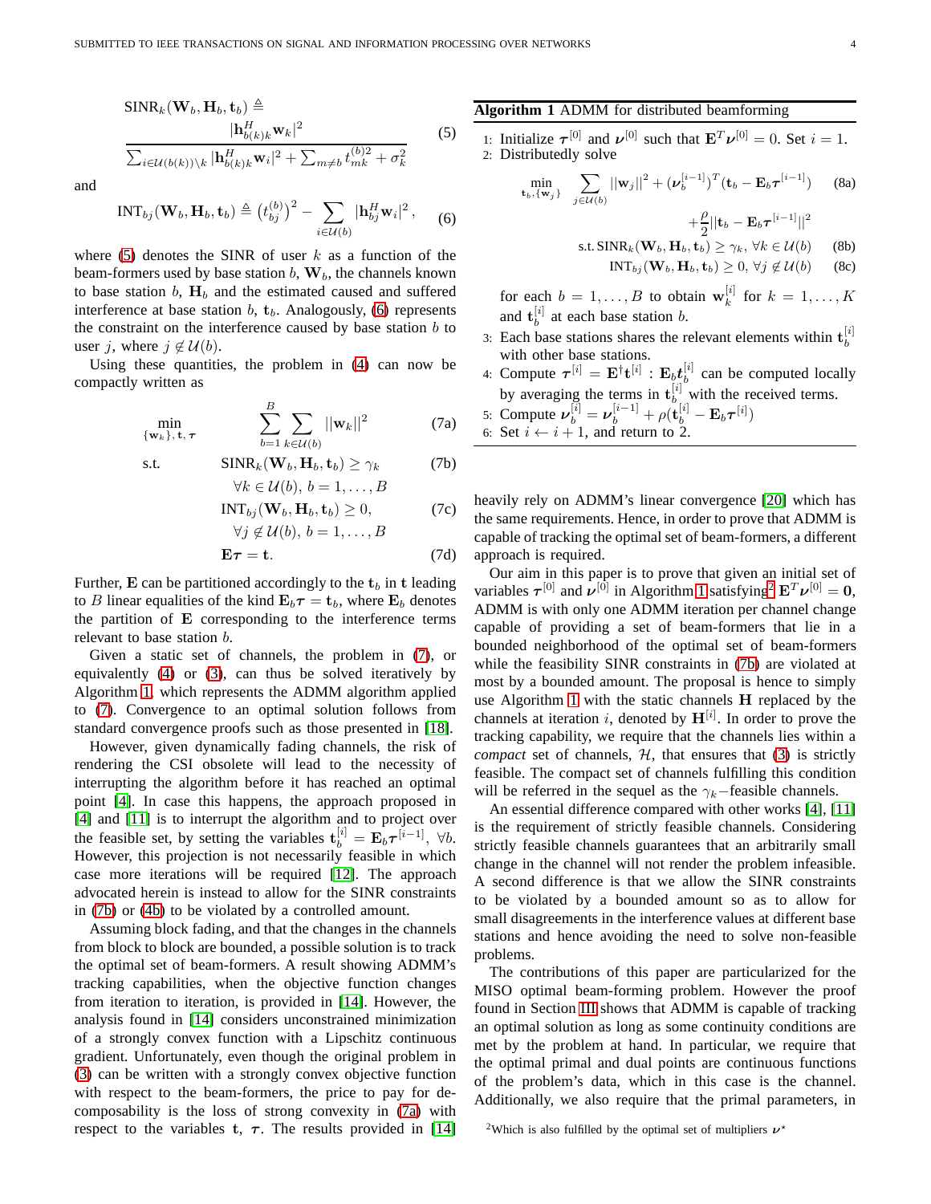$$\text{SINR}_k(\mathbf{W}_b, \mathbf{H}_b, \mathbf{t}_b) \triangleq \frac{|\mathbf{h}_{b(k)k}^H \mathbf{w}_k|^2}{\sum_{i \in \mathcal{U}(b(k)) \setminus k} |\mathbf{h}_{b(k)k}^H \mathbf{w}_i|^2 + \sum_{m \neq b} t_{mk}^{(b)2} + \sigma_k^2} \tag{5}$$

and

$$\text{INT}_{bj}(\mathbf{W}_b, \mathbf{H}_b, \mathbf{t}_b) \triangleq \left(t_{bj}^{(b)}\right)^2 - \sum_{i \in \mathcal{U}(b)} |\mathbf{h}_{bj}^H \mathbf{w}_i|^2 , \tag{6}$$

where (5) denotes the SINR of user $k$ as a function of the beam-formers used by base station $b$, $\mathbf{W}_b$, the channels known to base station $b$, $\mathbf{H}_b$ and the estimated caused and suffered interference at base station $b$, $\mathbf{t}_b$. Analogously, (6) represents the constraint on the interference caused by base station $b$ to user $j$, where $j \notin \mathcal{U}(b)$.

Using these quantities, the problem in (4) can now be compactly written as

$$\min_{\{\mathbf{w}_k\}, \mathbf{t}, \boldsymbol{\tau}} \quad \sum_{b=1}^{B} \sum_{k \in \mathcal{U}(b)} ||\mathbf{w}_k||^2 \tag{7a}$$

$$\text{s.t.} \quad \text{SINR}_k(\mathbf{W}_b, \mathbf{H}_b, \mathbf{t}_b) \geq \gamma_k \tag{7b}$$
$$\forall k \in \mathcal{U}(b), \ b = 1, \ldots, B$$
$$\text{INT}_{bj}(\mathbf{W}_b, \mathbf{H}_b, \mathbf{t}_b) \geq 0, \tag{7c}$$
$$\forall j \notin \mathcal{U}(b), \ b = 1, \ldots, B$$
$$\mathbf{E}\boldsymbol{\tau} = \mathbf{t}. \tag{7d}$$

Further, $\mathbf{E}$ can be partitioned accordingly to the $\mathbf{t}_b$ in $\mathbf{t}$ leading to $B$ linear equalities of the kind $\mathbf{E}_b\boldsymbol{\tau} = \mathbf{t}_b$, where $\mathbf{E}_b$ denotes the partition of $\mathbf{E}$ corresponding to the interference terms relevant to base station $b$.

Given a static set of channels, the problem in (7), or equivalently (4) or (3), can thus be solved iteratively by Algorithm 1, which represents the ADMM algorithm applied to (7). Convergence to an optimal solution follows from standard convergence proofs such as those presented in [18].

However, given dynamically fading channels, the risk of rendering the CSI obsolete will lead to the necessity of interrupting the algorithm before it has reached an optimal point [4]. In case this happens, the approach proposed in [4] and [11] is to interrupt the algorithm and to project over the feasible set, by setting the variables $\mathbf{t}_b^{[i]} = \mathbf{E}_b\boldsymbol{\tau}^{[i-1]}, \ \forall b$. However, this projection is not necessarily feasible in which case more iterations will be required [12]. The approach advocated herein is instead to allow for the SINR constraints in (7b) or (4b) to be violated by a controlled amount.

Assuming block fading, and that the changes in the channels from block to block are bounded, a possible solution is to track the optimal set of beam-formers. A result showing ADMM's tracking capabilities, when the objective function changes from iteration to iteration, is provided in [14]. However, the analysis found in [14] considers unconstrained minimization of a strongly convex function with a Lipschitz continuous gradient. Unfortunately, even though the original problem in (3) can be written with a strongly convex objective function with respect to the beam-formers, the price to pay for decomposability is the loss of strong convexity in (7a) with respect to the variables $\mathbf{t}$, $\boldsymbol{\tau}$. The results provided in [14] heavily rely on ADMM's linear convergence [20] which has the same requirements. Hence, in order to prove that ADMM is capable of tracking the optimal set of beam-formers, a different approach is required.

---

**Algorithm 1** ADMM for distributed beamforming

1: Initialize $\boldsymbol{\tau}^{[0]}$ and $\boldsymbol{\nu}^{[0]}$ such that $\mathbf{E}^T\boldsymbol{\nu}^{[0]} = 0$. Set $i = 1$.
2: Distributedly solve

$$\min_{\mathbf{t}_b, \{\mathbf{w}_j\}} \quad \sum_{j \in \mathcal{U}(b)} ||\mathbf{w}_j||^2 + (\boldsymbol{\nu}_b^{[i-1]})^T(\mathbf{t}_b - \mathbf{E}_b\boldsymbol{\tau}^{[i-1]}) + \frac{\rho}{2}||\mathbf{t}_b - \mathbf{E}_b\boldsymbol{\tau}^{[i-1]}||^2 \tag{8a}$$

$$\text{s.t.} \ \text{SINR}_k(\mathbf{W}_b, \mathbf{H}_b, \mathbf{t}_b) \geq \gamma_k, \ \forall k \in \mathcal{U}(b) \tag{8b}$$
$$\text{INT}_{bj}(\mathbf{W}_b, \mathbf{H}_b, \mathbf{t}_b) \geq 0, \ \forall j \notin \mathcal{U}(b) \tag{8c}$$

for each $b = 1, \ldots, B$ to obtain $\mathbf{w}_k^{[i]}$ for $k = 1, \ldots, K$ and $\mathbf{t}_b^{[i]}$ at each base station $b$.
3: Each base stations shares the relevant elements within $\mathbf{t}_b^{[i]}$ with other base stations.
4: Compute $\boldsymbol{\tau}^{[i]} = \mathbf{E}^\dagger\mathbf{t}^{[i]}$ : $\mathbf{E}_b\boldsymbol{t}_b^{[i]}$ can be computed locally by averaging the terms in $\mathbf{t}_b^{[i]}$ with the received terms.
5: Compute $\boldsymbol{\nu}_b^{[i]} = \boldsymbol{\nu}_b^{[i-1]} + \rho(\mathbf{t}_b^{[i]} - \mathbf{E}_b\boldsymbol{\tau}^{[i]})$
6: Set $i \leftarrow i + 1$, and return to 2.

---

Our aim in this paper is to prove that given an initial set of variables $\boldsymbol{\tau}^{[0]}$ and $\boldsymbol{\nu}^{[0]}$ in Algorithm 1 satisfying[2] $\mathbf{E}^T\boldsymbol{\nu}^{[0]} = \mathbf{0}$, ADMM is with only one ADMM iteration per channel change capable of providing a set of beam-formers that lie in a bounded neighborhood of the optimal set of beam-formers while the feasibility SINR constraints in (7b) are violated at most by a bounded amount. The proposal is hence to simply use Algorithm 1 with the static channels $\mathbf{H}$ replaced by the channels at iteration $i$, denoted by $\mathbf{H}^{[i]}$. In order to prove the tracking capability, we require that the channels lies within a *compact* set of channels, $\mathcal{H}$, that ensures that (3) is strictly feasible. The compact set of channels fulfilling this condition will be referred in the sequel as the $\gamma_k$−feasible channels.

An essential difference compared with other works [4], [11] is the requirement of strictly feasible channels. Considering strictly feasible channels guarantees that an arbitrarily small change in the channel will not render the problem infeasible. A second difference is that we allow the SINR constraints to be violated by a bounded amount so as to allow for small disagreements in the interference values at different base stations and hence avoiding the need to solve non-feasible problems.

The contributions of this paper are particularized for the MISO optimal beam-forming problem. However the proof found in Section III shows that ADMM is capable of tracking an optimal solution as long as some continuity conditions are met by the problem at hand. In particular, we require that the optimal primal and dual points are continuous functions of the problem's data, which in this case is the channel. Additionally, we also require that the primal parameters, in

[2] Which is also fulfilled by the optimal set of multipliers $\boldsymbol{\nu}^\star$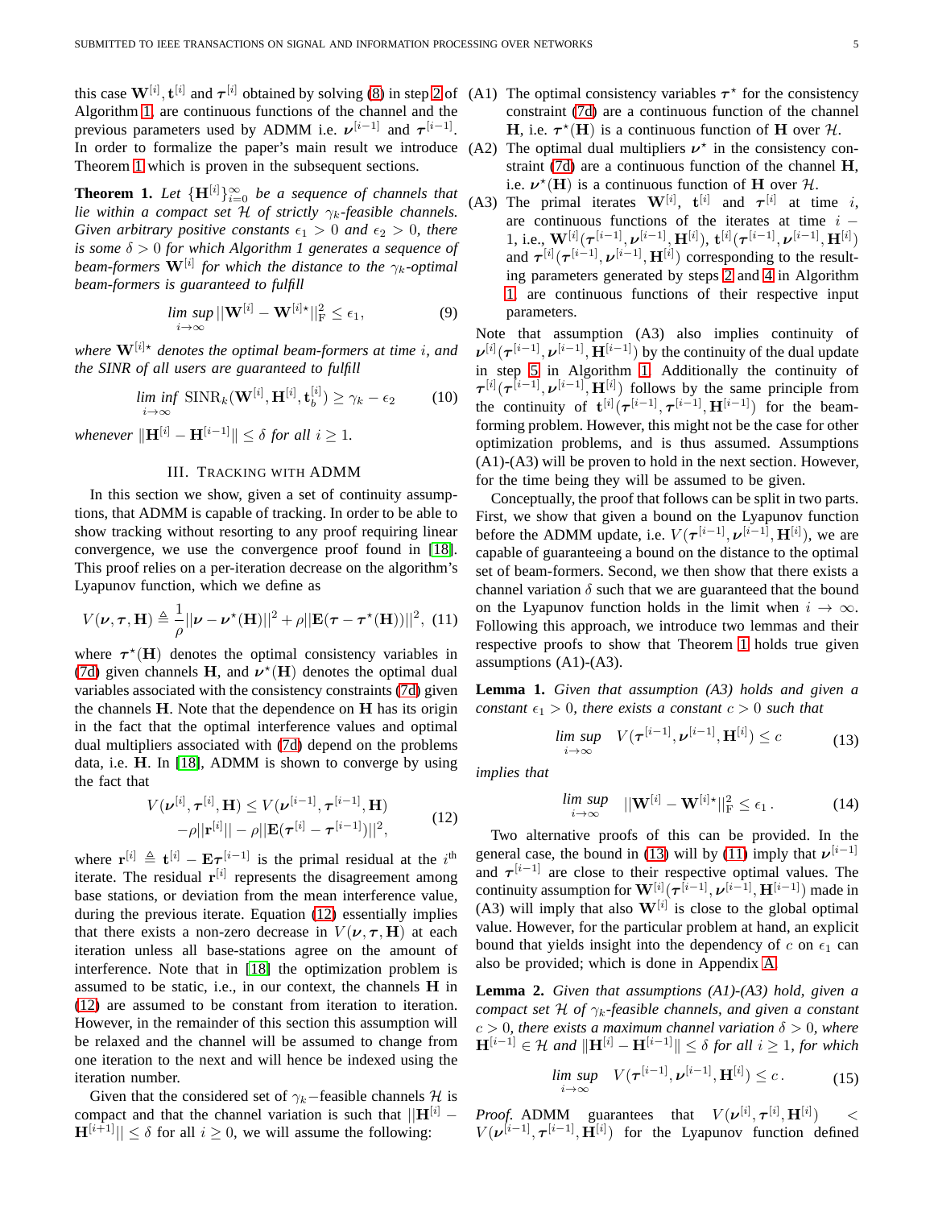this case $\mathbf{W}^{[i]}, \mathbf{t}^{[i]}$ and $\boldsymbol{\tau}^{[i]}$ obtained by solving (8) in step 2 of Algorithm 1, are continuous functions of the channel and the previous parameters used by ADMM i.e. $\boldsymbol{\nu}^{[i-1]}$ and $\boldsymbol{\tau}^{[i-1]}$. In order to formalize the paper's main result we introduce Theorem 1 which is proven in the subsequent sections.

**Theorem 1.** *Let $\{\mathbf{H}^{[i]}\}_{i=0}^{\infty}$ be a sequence of channels that lie within a compact set $\mathcal{H}$ of strictly $\gamma_k$-feasible channels. Given arbitrary positive constants $\epsilon_1 > 0$ and $\epsilon_2 > 0$, there is some $\delta > 0$ for which Algorithm 1 generates a sequence of beam-formers $\mathbf{W}^{[i]}$ for which the distance to the $\gamma_k$-optimal beam-formers is guaranteed to fulfill*

$$\limsup_{i\to\infty} ||\mathbf{W}^{[i]} - \mathbf{W}^{[i]\star}||_{\mathrm{F}}^2 \leq \epsilon_1, \tag{9}$$

*where $\mathbf{W}^{[i]\star}$ denotes the optimal beam-formers at time $i$, and the SINR of all users are guaranteed to fulfill*

$$\liminf_{i\to\infty} \mathrm{SINR}_k(\mathbf{W}^{[i]}, \mathbf{H}^{[i]}, \mathbf{t}_b^{[i]}) \geq \gamma_k - \epsilon_2 \tag{10}$$

*whenever $\|\mathbf{H}^{[i]} - \mathbf{H}^{[i-1]}\| \leq \delta$ for all $i \geq 1$.*

## III. Tracking with ADMM

In this section we show, given a set of continuity assumptions, that ADMM is capable of tracking. In order to be able to show tracking without resorting to any proof requiring linear convergence, we use the convergence proof found in [18]. This proof relies on a per-iteration decrease on the algorithm's Lyapunov function, which we define as

$$V(\boldsymbol{\nu}, \boldsymbol{\tau}, \mathbf{H}) \triangleq \frac{1}{\rho}||\boldsymbol{\nu} - \boldsymbol{\nu}^\star(\mathbf{H})||^2 + \rho||\mathbf{E}(\boldsymbol{\tau} - \boldsymbol{\tau}^\star(\mathbf{H}))||^2, \tag{11}$$

where $\boldsymbol{\tau}^\star(\mathbf{H})$ denotes the optimal consistency variables in (7d) given channels $\mathbf{H}$, and $\boldsymbol{\nu}^\star(\mathbf{H})$ denotes the optimal dual variables associated with the consistency constraints (7d) given the channels $\mathbf{H}$. Note that the dependence on $\mathbf{H}$ has its origin in the fact that the optimal interference values and optimal dual multipliers associated with (7d) depend on the problems data, i.e. $\mathbf{H}$. In [18], ADMM is shown to converge by using the fact that

$$\begin{aligned} V(\boldsymbol{\nu}^{[i]}, \boldsymbol{\tau}^{[i]}, \mathbf{H}) \leq\; & V(\boldsymbol{\nu}^{[i-1]}, \boldsymbol{\tau}^{[i-1]}, \mathbf{H}) \\ & -\rho||\mathbf{r}^{[i]}|| - \rho||\mathbf{E}(\boldsymbol{\tau}^{[i]} - \boldsymbol{\tau}^{[i-1]})||^2, \end{aligned} \tag{12}$$

where $\mathbf{r}^{[i]} \triangleq \mathbf{t}^{[i]} - \mathbf{E}\boldsymbol{\tau}^{[i-1]}$ is the primal residual at the $i^{\text{th}}$ iterate. The residual $\mathbf{r}^{[i]}$ represents the disagreement among base stations, or deviation from the mean interference value, during the previous iterate. Equation (12) essentially implies that there exists a non-zero decrease in $V(\boldsymbol{\nu}, \boldsymbol{\tau}, \mathbf{H})$ at each iteration unless all base-stations agree on the amount of interference. Note that in [18] the optimization problem is assumed to be static, i.e., in our context, the channels $\mathbf{H}$ in (12) are assumed to be constant from iteration to iteration. However, in the remainder of this section this assumption will be relaxed and the channel will be assumed to change from one iteration to the next and will hence be indexed using the iteration number.

Given that the considered set of $\gamma_k-$feasible channels $\mathcal{H}$ is compact and that the channel variation is such that $||\mathbf{H}^{[i]} - \mathbf{H}^{[i+1]}|| \leq \delta$ for all $i \geq 0$, we will assume the following:

- (A1) The optimal consistency variables $\boldsymbol{\tau}^\star$ for the consistency constraint (7d) are a continuous function of the channel $\mathbf{H}$, i.e. $\boldsymbol{\tau}^\star(\mathbf{H})$ is a continuous function of $\mathbf{H}$ over $\mathcal{H}$.
- (A2) The optimal dual multipliers $\boldsymbol{\nu}^\star$ in the consistency constraint (7d) are a continuous function of the channel $\mathbf{H}$, i.e. $\boldsymbol{\nu}^\star(\mathbf{H})$ is a continuous function of $\mathbf{H}$ over $\mathcal{H}$.
- (A3) The primal iterates $\mathbf{W}^{[i]}$, $\mathbf{t}^{[i]}$ and $\boldsymbol{\tau}^{[i]}$ at time $i$, are continuous functions of the iterates at time $i-1$, i.e., $\mathbf{W}^{[i]}(\boldsymbol{\tau}^{[i-1]}, \boldsymbol{\nu}^{[i-1]}, \mathbf{H}^{[i]})$, $\mathbf{t}^{[i]}(\boldsymbol{\tau}^{[i-1]}, \boldsymbol{\nu}^{[i-1]}, \mathbf{H}^{[i]})$ and $\boldsymbol{\tau}^{[i]}(\boldsymbol{\tau}^{[i-1]}, \boldsymbol{\nu}^{[i-1]}, \mathbf{H}^{[i]})$ corresponding to the resulting parameters generated by steps 2 and 4 in Algorithm 1, are continuous functions of their respective input parameters.

Note that assumption (A3) also implies continuity of $\boldsymbol{\nu}^{[i]}(\boldsymbol{\tau}^{[i-1]}, \boldsymbol{\nu}^{[i-1]}, \mathbf{H}^{[i-1]})$ by the continuity of the dual update in step 5 in Algorithm 1. Additionally the continuity of $\boldsymbol{\tau}^{[i]}(\boldsymbol{\tau}^{[i-1]}, \boldsymbol{\nu}^{[i-1]}, \mathbf{H}^{[i]})$ follows by the same principle from the continuity of $\mathbf{t}^{[i]}(\boldsymbol{\tau}^{[i-1]}, \boldsymbol{\tau}^{[i-1]}, \mathbf{H}^{[i-1]})$ for the beam-forming problem. However, this might not be the case for other optimization problems, and is thus assumed. Assumptions (A1)-(A3) will be proven to hold in the next section. However, for the time being they will be assumed to be given.

Conceptually, the proof that follows can be split in two parts. First, we show that given a bound on the Lyapunov function before the ADMM update, i.e. $V(\boldsymbol{\tau}^{[i-1]}, \boldsymbol{\nu}^{[i-1]}, \mathbf{H}^{[i]})$, we are capable of guaranteeing a bound on the distance to the optimal set of beam-formers. Second, we then show that there exists a channel variation $\delta$ such that we are guaranteed that the bound on the Lyapunov function holds in the limit when $i \to \infty$. Following this approach, we introduce two lemmas and their respective proofs to show that Theorem 1 holds true given assumptions (A1)-(A3).

**Lemma 1.** *Given that assumption (A3) holds and given a constant $\epsilon_1 > 0$, there exists a constant $c > 0$ such that*

$$\limsup_{i\to\infty} \quad V(\boldsymbol{\tau}^{[i-1]}, \boldsymbol{\nu}^{[i-1]}, \mathbf{H}^{[i]}) \leq c \tag{13}$$

*implies that*

$$\limsup_{i\to\infty} \quad ||\mathbf{W}^{[i]} - \mathbf{W}^{[i]\star}||_{\mathrm{F}}^2 \leq \epsilon_1 \,. \tag{14}$$

Two alternative proofs of this can be provided. In the general case, the bound in (13) will by (11) imply that $\boldsymbol{\nu}^{[i-1]}$ and $\boldsymbol{\tau}^{[i-1]}$ are close to their respective optimal values. The continuity assumption for $\mathbf{W}^{[i]}(\boldsymbol{\tau}^{[i-1]}, \boldsymbol{\nu}^{[i-1]}, \mathbf{H}^{[i-1]})$ made in (A3) will imply that also $\mathbf{W}^{[i]}$ is close to the global optimal value. However, for the particular problem at hand, an explicit bound that yields insight into the dependency of $c$ on $\epsilon_1$ can also be provided; which is done in Appendix A.

**Lemma 2.** *Given that assumptions (A1)-(A3) hold, given a compact set $\mathcal{H}$ of $\gamma_k$-feasible channels, and given a constant $c > 0$, there exists a maximum channel variation $\delta > 0$, where $\mathbf{H}^{[i-1]} \in \mathcal{H}$ and $\|\mathbf{H}^{[i]} - \mathbf{H}^{[i-1]}\| \leq \delta$ for all $i \geq 1$, for which*

$$\limsup_{i\to\infty} \quad V(\boldsymbol{\tau}^{[i-1]}, \boldsymbol{\nu}^{[i-1]}, \mathbf{H}^{[i]}) \leq c \,. \tag{15}$$

*Proof.* ADMM guarantees that $V(\boldsymbol{\nu}^{[i]}, \boldsymbol{\tau}^{[i]}, \mathbf{H}^{[i]}) < V(\boldsymbol{\nu}^{[i-1]}, \boldsymbol{\tau}^{[i-1]}, \mathbf{H}^{[i]})$ for the Lyapunov function defined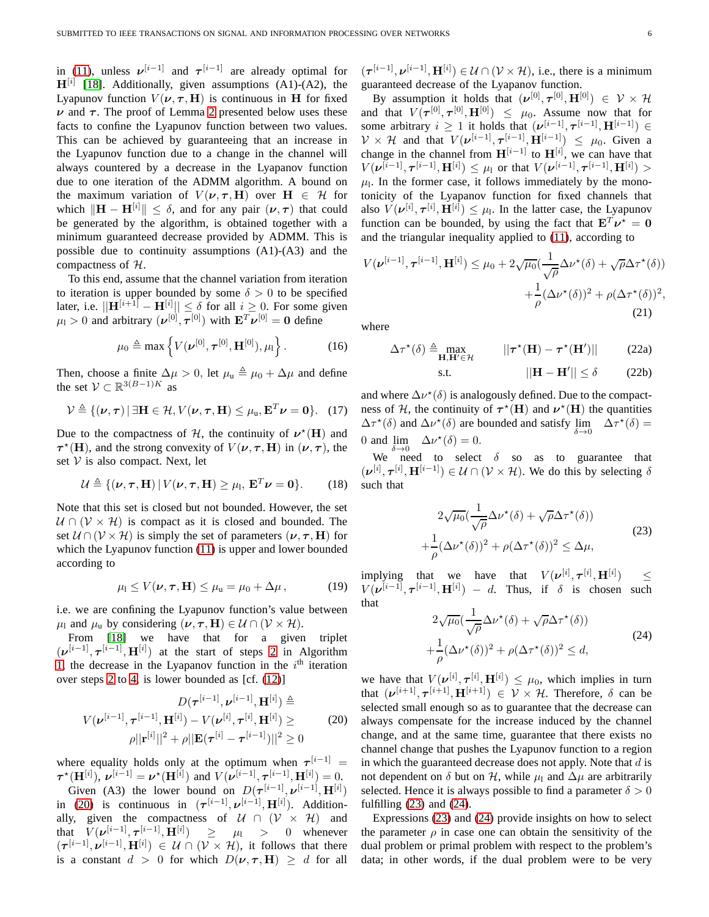in (11), unless $\boldsymbol{\nu}^{[i-1]}$ and $\boldsymbol{\tau}^{[i-1]}$ are already optimal for $\mathbf{H}^{[i]}$ [18]. Additionally, given assumptions (A1)-(A2), the Lyapunov function $V(\boldsymbol{\nu}, \boldsymbol{\tau}, \mathbf{H})$ is continuous in $\mathbf{H}$ for fixed $\boldsymbol{\nu}$ and $\boldsymbol{\tau}$. The proof of Lemma 2 presented below uses these facts to confine the Lyapunov function between two values. This can be achieved by guaranteeing that an increase in the Lyapunov function due to a change in the channel will always countered by a decrease in the Lyapunov function due to one iteration of the ADMM algorithm. A bound on the maximum variation of $V(\boldsymbol{\nu}, \boldsymbol{\tau}, \mathbf{H})$ over $\mathbf{H} \in \mathcal{H}$ for which $\|\mathbf{H} - \mathbf{H}^{[i]}\| \leq \delta$, and for any pair $(\boldsymbol{\nu}, \boldsymbol{\tau})$ that could be generated by the algorithm, is obtained together with a minimum guaranteed decrease provided by ADMM. This is possible due to continuity assumptions (A1)-(A3) and the compactness of $\mathcal{H}$.

To this end, assume that the channel variation from iteration to iteration is upper bounded by some $\delta > 0$ to be specified later, i.e. $||\mathbf{H}^{[i+1]} - \mathbf{H}^{[i]}|| \leq \delta$ for all $i \geq 0$. For some given $\mu_{\rm l} > 0$ and arbitrary $(\boldsymbol{\nu}^{[0]}, \boldsymbol{\tau}^{[0]})$ with $\mathbf{E}^T\boldsymbol{\nu}^{[0]} = \mathbf{0}$ define

$$\mu_0 \triangleq \max\left\{V(\boldsymbol{\nu}^{[0]}, \boldsymbol{\tau}^{[0]}, \mathbf{H}^{[0]}), \mu_{\rm l}\right\}. \tag{16}$$

Then, choose a finite $\Delta\mu > 0$, let $\mu_{\rm u} \triangleq \mu_0 + \Delta\mu$ and define the set $\mathcal{V} \subset \mathbb{R}^{3(B-1)K}$ as

$$\mathcal{V} \triangleq \{(\boldsymbol{\nu}, \boldsymbol{\tau}) \,|\, \exists \mathbf{H} \in \mathcal{H}, V(\boldsymbol{\nu}, \boldsymbol{\tau}, \mathbf{H}) \leq \mu_{\rm u}, \mathbf{E}^T\boldsymbol{\nu} = \mathbf{0}\}. \tag{17}$$

Due to the compactness of $\mathcal{H}$, the continuity of $\boldsymbol{\nu}^\star(\mathbf{H})$ and $\boldsymbol{\tau}^\star(\mathbf{H})$, and the strong convexity of $V(\boldsymbol{\nu}, \boldsymbol{\tau}, \mathbf{H})$ in $(\boldsymbol{\nu}, \boldsymbol{\tau})$, the set $\mathcal{V}$ is also compact. Next, let

$$\mathcal{U} \triangleq \{(\boldsymbol{\nu}, \boldsymbol{\tau}, \mathbf{H}) \,|\, V(\boldsymbol{\nu}, \boldsymbol{\tau}, \mathbf{H}) \geq \mu_{\rm l},\, \mathbf{E}^T\boldsymbol{\nu} = \mathbf{0}\}. \tag{18}$$

Note that this set is closed but not bounded. However, the set $\mathcal{U} \cap (\mathcal{V} \times \mathcal{H})$ is compact as it is closed and bounded. The set $\mathcal{U} \cap (\mathcal{V} \times \mathcal{H})$ is simply the set of parameters $(\boldsymbol{\nu}, \boldsymbol{\tau}, \mathbf{H})$ for which the Lyapunov function (11) is upper and lower bounded according to

$$\mu_{\rm l} \leq V(\boldsymbol{\nu}, \boldsymbol{\tau}, \mathbf{H}) \leq \mu_{\rm u} = \mu_0 + \Delta\mu\,, \tag{19}$$

i.e. we are confining the Lyapunov function's value between $\mu_{\rm l}$ and $\mu_{\rm u}$ by considering $(\boldsymbol{\nu}, \boldsymbol{\tau}, \mathbf{H}) \in \mathcal{U} \cap (\mathcal{V} \times \mathcal{H})$.

From [18] we have that for a given triplet $(\boldsymbol{\nu}^{[i-1]}, \boldsymbol{\tau}^{[i-1]}, \mathbf{H}^{[i]})$ at the start of steps 2 in Algorithm 1, the decrease in the Lyapunov function in the $i^{\text{th}}$ iteration over steps 2 to 4, is lower bounded as [cf. (12)]

$$\begin{aligned}
&D(\boldsymbol{\tau}^{[i-1]}, \boldsymbol{\nu}^{[i-1]}, \mathbf{H}^{[i]}) \triangleq \\
V(\boldsymbol{\nu}^{[i-1]}, &\boldsymbol{\tau}^{[i-1]}, \mathbf{H}^{[i]}) - V(\boldsymbol{\nu}^{[i]}, \boldsymbol{\tau}^{[i]}, \mathbf{H}^{[i]}) \geq \\
&\rho||\mathbf{r}^{[i]}||^2 + \rho||\mathbf{E}(\boldsymbol{\tau}^{[i]} - \boldsymbol{\tau}^{[i-1]})||^2 \geq 0
\end{aligned} \tag{20}$$

where equality holds only at the optimum when $\boldsymbol{\tau}^{[i-1]} = \boldsymbol{\tau}^\star(\mathbf{H}^{[i]})$, $\boldsymbol{\nu}^{[i-1]} = \boldsymbol{\nu}^\star(\mathbf{H}^{[i]})$ and $V(\boldsymbol{\nu}^{[i-1]}, \boldsymbol{\tau}^{[i-1]}, \mathbf{H}^{[i]}) = 0$.

Given (A3) the lower bound on $D(\boldsymbol{\tau}^{[i-1]}, \boldsymbol{\nu}^{[i-1]}, \mathbf{H}^{[i]})$ in (20) is continuous in $(\boldsymbol{\tau}^{[i-1]}, \boldsymbol{\nu}^{[i-1]}, \mathbf{H}^{[i]})$. Additionally, given the compactness of $\mathcal{U} \cap (\mathcal{V} \times \mathcal{H})$ and that $V(\boldsymbol{\nu}^{[i-1]}, \boldsymbol{\tau}^{[i-1]}, \mathbf{H}^{[i]}) \geq \mu_{\rm l} > 0$ whenever $(\boldsymbol{\tau}^{[i-1]}, \boldsymbol{\nu}^{[i-1]}, \mathbf{H}^{[i]}) \in \mathcal{U} \cap (\mathcal{V} \times \mathcal{H})$, it follows that there is a constant $d > 0$ for which $D(\boldsymbol{\nu}, \boldsymbol{\tau}, \mathbf{H}) \geq d$ for all $(\boldsymbol{\tau}^{[i-1]}, \boldsymbol{\nu}^{[i-1]}, \mathbf{H}^{[i]}) \in \mathcal{U} \cap (\mathcal{V} \times \mathcal{H})$, i.e., there is a minimum guaranteed decrease of the Lyapunov function.

By assumption it holds that $(\boldsymbol{\nu}^{[0]}, \boldsymbol{\tau}^{[0]}, \mathbf{H}^{[0]}) \in \mathcal{V} \times \mathcal{H}$ and that $V(\boldsymbol{\tau}^{[0]}, \boldsymbol{\tau}^{[0]}, \mathbf{H}^{[0]}) \leq \mu_0$. Assume now that for some arbitrary $i \geq 1$ it holds that $(\boldsymbol{\nu}^{[i-1]}, \boldsymbol{\tau}^{[i-1]}, \mathbf{H}^{[i-1]}) \in \mathcal{V} \times \mathcal{H}$ and that $V(\boldsymbol{\nu}^{[i-1]}, \boldsymbol{\tau}^{[i-1]}, \mathbf{H}^{[i-1]}) \leq \mu_0$. Given a change in the channel from $\mathbf{H}^{[i-1]}$ to $\mathbf{H}^{[i]}$, we can have that $V(\boldsymbol{\nu}^{[i-1]}, \boldsymbol{\tau}^{[i-1]}, \mathbf{H}^{[i]}) \leq \mu_{\rm l}$ or that $V(\boldsymbol{\nu}^{[i-1]}, \boldsymbol{\tau}^{[i-1]}, \mathbf{H}^{[i]}) > \mu_{\rm l}$. In the former case, it follows immediately by the monotonicity of the Lyapunov function for fixed channels that also $V(\boldsymbol{\nu}^{[i]}, \boldsymbol{\tau}^{[i]}, \mathbf{H}^{[i]}) \leq \mu_{\rm l}$. In the latter case, the Lyapunov function can be bounded, by using the fact that $\mathbf{E}^T\boldsymbol{\nu}^\star = \mathbf{0}$ and the triangular inequality applied to (11), according to

$$\begin{aligned}
V(\boldsymbol{\nu}^{[i-1]}, \boldsymbol{\tau}^{[i-1]}, \mathbf{H}^{[i]}) \leq \mu_0 + 2\sqrt{\mu_0}(\frac{1}{\sqrt{\rho}}\Delta\nu^\star(\delta) + \sqrt{\rho}\Delta\tau^\star(\delta)) \\
+ \frac{1}{\rho}(\Delta\nu^\star(\delta))^2 + \rho(\Delta\tau^\star(\delta))^2,
\end{aligned} \tag{21}$$

where

$$\Delta\tau^\star(\delta) \triangleq \max_{\mathbf{H}, \mathbf{H}' \in \mathcal{H}} \quad ||\boldsymbol{\tau}^\star(\mathbf{H}) - \boldsymbol{\tau}^\star(\mathbf{H}')|| \tag{22a}$$

$$\text{s.t.} \quad ||\mathbf{H} - \mathbf{H}'|| \leq \delta \tag{22b}$$

and where $\Delta\nu^\star(\delta)$ is analogously defined. Due to the compactness of $\mathcal{H}$, the continuity of $\boldsymbol{\tau}^\star(\mathbf{H})$ and $\boldsymbol{\nu}^\star(\mathbf{H})$ the quantities $\Delta\tau^\star(\delta)$ and $\Delta\nu^\star(\delta)$ are bounded and satisfy $\lim\limits_{\delta \to 0} \Delta\tau^\star(\delta) = 0$ and $\lim\limits_{\delta \to 0} \Delta\nu^\star(\delta) = 0$.

We need to select $\delta$ so as to guarantee that $(\boldsymbol{\nu}^{[i]}, \boldsymbol{\tau}^{[i]}, \mathbf{H}^{[i-1]}) \in \mathcal{U} \cap (\mathcal{V} \times \mathcal{H})$. We do this by selecting $\delta$ such that

$$\begin{aligned}
2\sqrt{\mu_0}(\frac{1}{\sqrt{\rho}}\Delta\nu^\star(\delta) + \sqrt{\rho}\Delta\tau^\star(\delta)) \\
+ \frac{1}{\rho}(\Delta\nu^\star(\delta))^2 + \rho(\Delta\tau^\star(\delta))^2 \leq \Delta\mu,
\end{aligned} \tag{23}$$

implying that we have that $V(\boldsymbol{\nu}^{[i]}, \boldsymbol{\tau}^{[i]}, \mathbf{H}^{[i]}) \leq V(\boldsymbol{\nu}^{[i-1]}, \boldsymbol{\tau}^{[i-1]}, \mathbf{H}^{[i]}) - d$. Thus, if $\delta$ is chosen such that

$$\begin{aligned}
2\sqrt{\mu_0}(\frac{1}{\sqrt{\rho}}\Delta\nu^\star(\delta) + \sqrt{\rho}\Delta\tau^\star(\delta)) \\
+ \frac{1}{\rho}(\Delta\nu^\star(\delta))^2 + \rho(\Delta\tau^\star(\delta))^2 \leq d,
\end{aligned} \tag{24}$$

we have that $V(\boldsymbol{\nu}^{[i]}, \boldsymbol{\tau}^{[i]}, \mathbf{H}^{[i]}) \leq \mu_0$, which implies in turn that $(\boldsymbol{\nu}^{[i+1]}, \boldsymbol{\tau}^{[i+1]}, \mathbf{H}^{[i+1]}) \in \mathcal{V} \times \mathcal{H}$. Therefore, $\delta$ can be selected small enough so as to guarantee that the decrease can always compensate for the increase induced by the channel change, and at the same time, guarantee that there exists no channel change that pushes the Lyapunov function to a region in which the guaranteed decrease does not apply. Note that $d$ is not dependent on $\delta$ but on $\mathcal{H}$, while $\mu_{\rm l}$ and $\Delta\mu$ are arbitrarily selected. Hence it is always possible to find a parameter $\delta > 0$ fulfilling (23) and (24).

Expressions (23) and (24) provide insights on how to select the parameter $\rho$ in case one can obtain the sensitivity of the dual problem or primal problem with respect to the problem's data; in other words, if the dual problem were to be very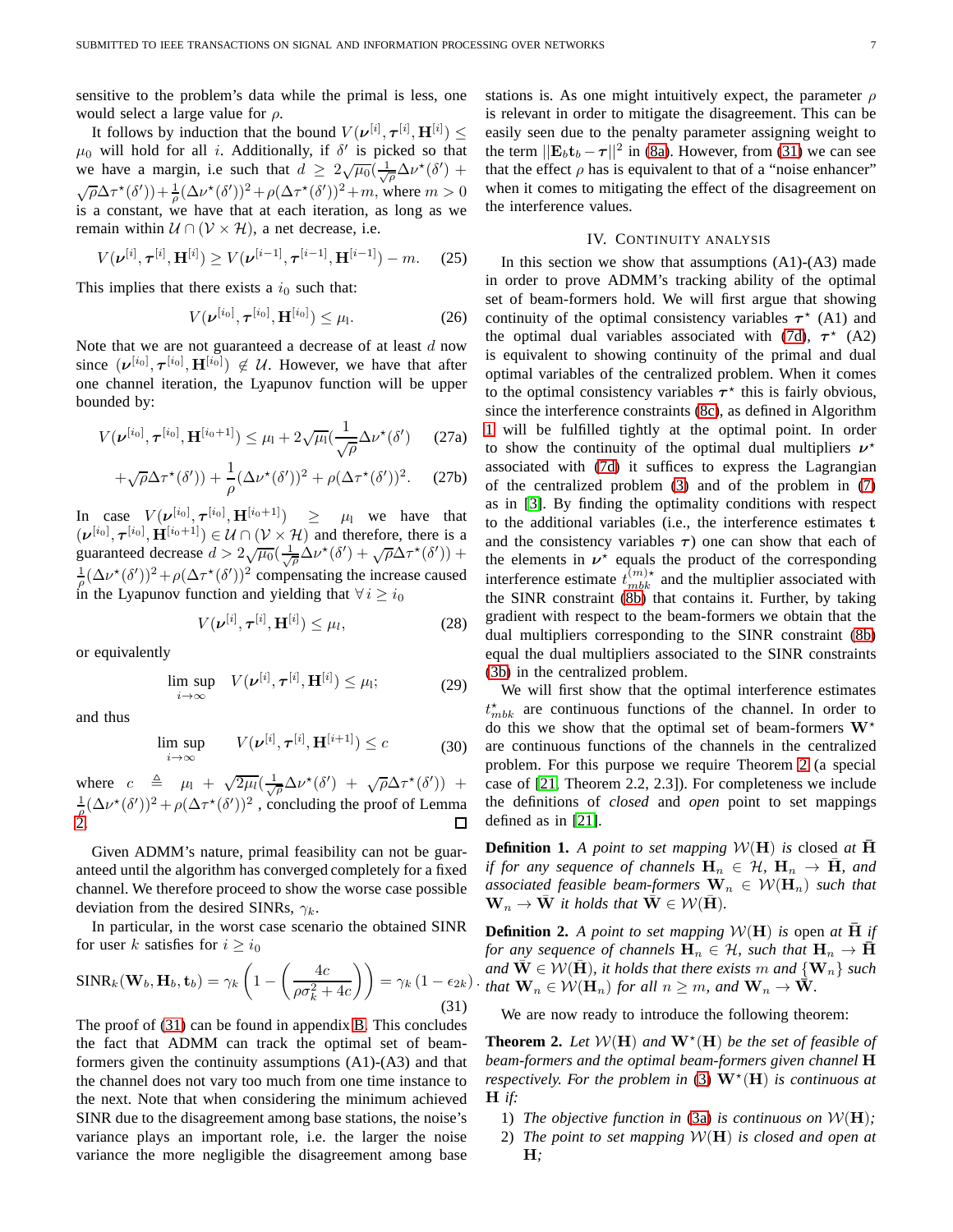sensitive to the problem's data while the primal is less, one would select a large value for $\rho$.

It follows by induction that the bound $V(\boldsymbol{\nu}^{[i]}, \boldsymbol{\tau}^{[i]}, \mathbf{H}^{[i]}) \leq \mu_0$ will hold for all $i$. Additionally, if $\delta'$ is picked so that we have a margin, i.e such that $d \geq 2\sqrt{\mu_0}(\frac{1}{\sqrt{\rho}}\Delta\nu^\star(\delta') + \sqrt{\rho}\Delta\tau^\star(\delta')) + \frac{1}{\rho}(\Delta\nu^\star(\delta'))^2 + \rho(\Delta\tau^\star(\delta'))^2 + m$, where $m > 0$ is a constant, we have that at each iteration, as long as we remain within $\mathcal{U} \cap (\mathcal{V} \times \mathcal{H})$, a net decrease, i.e.

$$V(\boldsymbol{\nu}^{[i]}, \boldsymbol{\tau}^{[i]}, \mathbf{H}^{[i]}) \geq V(\boldsymbol{\nu}^{[i-1]}, \boldsymbol{\tau}^{[i-1]}, \mathbf{H}^{[i-1]}) - m. \quad (25)$$

This implies that there exists a $i_0$ such that:

$$V(\boldsymbol{\nu}^{[i_0]}, \boldsymbol{\tau}^{[i_0]}, \mathbf{H}^{[i_0]}) \leq \mu_l. \quad (26)$$

Note that we are not guaranteed a decrease of at least $d$ now since $(\boldsymbol{\nu}^{[i_0]}, \boldsymbol{\tau}^{[i_0]}, \mathbf{H}^{[i_0]}) \notin \mathcal{U}$. However, we have that after one channel iteration, the Lyapunov function will be upper bounded by:

$$V(\boldsymbol{\nu}^{[i_0]}, \boldsymbol{\tau}^{[i_0]}, \mathbf{H}^{[i_0+1]}) \leq \mu_l + 2\sqrt{\mu_l}(\frac{1}{\sqrt{\rho}}\Delta\nu^\star(\delta') \quad (27a)$$

$$+\sqrt{\rho}\Delta\tau^\star(\delta')) + \frac{1}{\rho}(\Delta\nu^\star(\delta'))^2 + \rho(\Delta\tau^\star(\delta'))^2. \quad (27b)$$

In case $V(\boldsymbol{\nu}^{[i_0]}, \boldsymbol{\tau}^{[i_0]}, \mathbf{H}^{[i_0+1]}) \geq \mu_l$ we have that $(\boldsymbol{\nu}^{[i_0]}, \boldsymbol{\tau}^{[i_0]}, \mathbf{H}^{[i_0+1]}) \in \mathcal{U} \cap (\mathcal{V} \times \mathcal{H})$ and therefore, there is a guaranteed decrease $d > 2\sqrt{\mu_0}(\frac{1}{\sqrt{\rho}}\Delta\nu^\star(\delta') + \sqrt{\rho}\Delta\tau^\star(\delta')) + \frac{1}{\rho}(\Delta\nu^\star(\delta'))^2 + \rho(\Delta\tau^\star(\delta'))^2$ compensating the increase caused in the Lyapunov function and yielding that $\forall\, i \geq i_0$

$$V(\boldsymbol{\nu}^{[i]}, \boldsymbol{\tau}^{[i]}, \mathbf{H}^{[i]}) \leq \mu_l, \quad (28)$$

or equivalently

$$\limsup_{i\to\infty} \quad V(\boldsymbol{\nu}^{[i]}, \boldsymbol{\tau}^{[i]}, \mathbf{H}^{[i]}) \leq \mu_l; \quad (29)$$

and thus

$$\limsup_{i\to\infty} \qquad V(\boldsymbol{\nu}^{[i]}, \boldsymbol{\tau}^{[i]}, \mathbf{H}^{[i+1]}) \leq c \quad (30)$$

where $c \triangleq \mu_l + \sqrt{2\mu_l}(\frac{1}{\sqrt{\rho}}\Delta\nu^\star(\delta') + \sqrt{\rho}\Delta\tau^\star(\delta')) + \frac{1}{\rho}(\Delta\nu^\star(\delta'))^2 + \rho(\Delta\tau^\star(\delta'))^2$ , concluding the proof of Lemma 2. ∎

Given ADMM's nature, primal feasibility can not be guaranteed until the algorithm has converged completely for a fixed channel. We therefore proceed to show the worse case possible deviation from the desired SINRs, $\gamma_k$.

In particular, in the worst case scenario the obtained SINR for user $k$ satisfies for $i \geq i_0$

$$\mathrm{SINR}_k(\mathbf{W}_b, \mathbf{H}_b, \mathbf{t}_b) = \gamma_k\left(1 - \left(\frac{4c}{\rho\sigma_k^2 + 4c}\right)\right) = \gamma_k\left(1 - \epsilon_{2k}\right). \quad (31)$$

The proof of (31) can be found in appendix B. This concludes the fact that ADMM can track the optimal set of beam-formers given the continuity assumptions (A1)-(A3) and that the channel does not vary too much from one time instance to the next. Note that when considering the minimum achieved SINR due to the disagreement among base stations, the noise's variance plays an important role, i.e. the larger the noise variance the more negligible the disagreement among base stations is. As one might intuitively expect, the parameter $\rho$ is relevant in order to mitigate the disagreement. This can be easily seen due to the penalty parameter assigning weight to the term $||\mathbf{E}_b\mathbf{t}_b - \boldsymbol{\tau}||^2$ in (8a). However, from (31) we can see that the effect $\rho$ has is equivalent to that of a "noise enhancer" when it comes to mitigating the effect of the disagreement on the interference values.

## IV. Continuity analysis

In this section we show that assumptions (A1)-(A3) made in order to prove ADMM's tracking ability of the optimal set of beam-formers hold. We will first argue that showing continuity of the optimal consistency variables $\boldsymbol{\tau}^\star$ (A1) and the optimal dual variables associated with (7d), $\boldsymbol{\tau}^\star$ (A2) is equivalent to showing continuity of the primal and dual optimal variables of the centralized problem. When it comes to the optimal consistency variables $\boldsymbol{\tau}^\star$ this is fairly obvious, since the interference constraints (8c), as defined in Algorithm 1 will be fulfilled tightly at the optimal point. In order to show the continuity of the optimal dual multipliers $\boldsymbol{\nu}^\star$ associated with (7d) it suffices to express the Lagrangian of the centralized problem (3) and of the problem in (7) as in [3]. By finding the optimality conditions with respect to the additional variables (i.e., the interference estimates $\mathbf{t}$ and the consistency variables $\boldsymbol{\tau}$) one can show that each of the elements in $\boldsymbol{\nu}^\star$ equals the product of the corresponding interference estimate $t_{mbk}^{(m)\star}$ and the multiplier associated with the SINR constraint (8b) that contains it. Further, by taking gradient with respect to the beam-formers we obtain that the dual multipliers corresponding to the SINR constraint (8b) equal the dual multipliers associated to the SINR constraints (3b) in the centralized problem.

We will first show that the optimal interference estimates $t_{mbk}^\star$ are continuous functions of the channel. In order to do this we show that the optimal set of beam-formers $\mathbf{W}^\star$ are continuous functions of the channels in the centralized problem. For this purpose we require Theorem 2 (a special case of [21, Theorem 2.2, 2.3]). For completeness we include the definitions of *closed* and *open* point to set mappings defined as in [21].

**Definition 1.** *A point to set mapping $\mathcal{W}(\mathbf{H})$ is* closed *at $\bar{\mathbf{H}}$ if for any sequence of channels $\mathbf{H}_n \in \mathcal{H}$, $\mathbf{H}_n \to \bar{\mathbf{H}}$, and associated feasible beam-formers $\mathbf{W}_n \in \mathcal{W}(\mathbf{H}_n)$ such that $\mathbf{W}_n \to \bar{\mathbf{W}}$ it holds that $\bar{\mathbf{W}} \in \mathcal{W}(\bar{\mathbf{H}})$.*

**Definition 2.** *A point to set mapping $\mathcal{W}(\mathbf{H})$ is* open *at $\bar{\mathbf{H}}$ if for any sequence of channels $\mathbf{H}_n \in \mathcal{H}$, such that $\mathbf{H}_n \to \bar{\mathbf{H}}$ and $\bar{\mathbf{W}} \in \mathcal{W}(\bar{\mathbf{H}})$, it holds that there exists $m$ and $\{\mathbf{W}_n\}$ such that $\mathbf{W}_n \in \mathcal{W}(\mathbf{H}_n)$ for all $n \geq m$, and $\mathbf{W}_n \to \bar{\mathbf{W}}$.*

We are now ready to introduce the following theorem:

**Theorem 2.** *Let $\mathcal{W}(\mathbf{H})$ and $\mathbf{W}^\star(\mathbf{H})$ be the set of feasible of beam-formers and the optimal beam-formers given channel $\mathbf{H}$ respectively. For the problem in (3) $\mathbf{W}^\star(\mathbf{H})$ is continuous at $\mathbf{H}$ if:*

1) *The objective function in (3a) is continuous on $\mathcal{W}(\mathbf{H})$;*
2) *The point to set mapping $\mathcal{W}(\mathbf{H})$ is closed and open at $\mathbf{H}$;*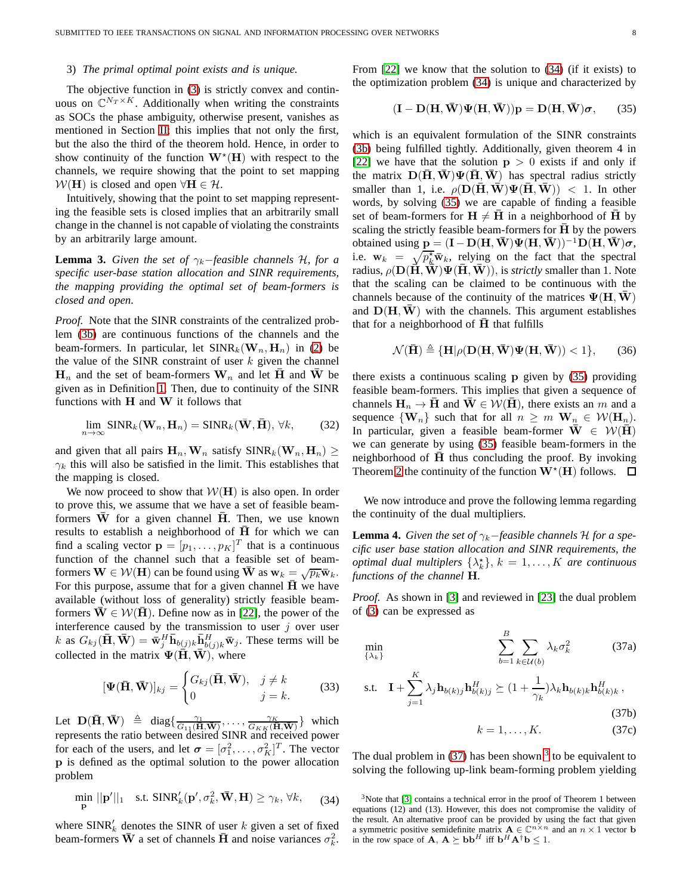3) *The primal optimal point exists and is unique.*

The objective function in (3) is strictly convex and continuous on $\mathbb{C}^{N_T \times K}$. Additionally when writing the constraints as SOCs the phase ambiguity, otherwise present, vanishes as mentioned in Section II; this implies that not only the first, but the also the third of the theorem hold. Hence, in order to show continuity of the function $\mathbf{W}^{\star}(\mathbf{H})$ with respect to the channels, we require showing that the point to set mapping $\mathcal{W}(\mathbf{H})$ is closed and open $\forall \mathbf{H} \in \mathcal{H}$.

Intuitively, showing that the point to set mapping representing the feasible sets is closed implies that an arbitrarily small change in the channel is not capable of violating the constraints by an arbitrarily large amount.

**Lemma 3.** *Given the set of $\gamma_k-$feasible channels $\mathcal{H}$, for a specific user-base station allocation and SINR requirements, the mapping providing the optimal set of beam-formers is closed and open.*

*Proof.* Note that the SINR constraints of the centralized problem (3b) are continuous functions of the channels and the beam-formers. In particular, let $\text{SINR}_k(\mathbf{W}_n, \mathbf{H}_n)$ in (2) be the value of the SINR constraint of user $k$ given the channel $\mathbf{H}_n$ and the set of beam-formers $\mathbf{W}_n$ and let $\bar{\mathbf{H}}$ and $\bar{\mathbf{W}}$ be given as in Definition 1. Then, due to continuity of the SINR functions with $\mathbf{H}$ and $\mathbf{W}$ it follows that

$$\lim_{n\to\infty} \text{SINR}_k(\mathbf{W}_n, \mathbf{H}_n) = \text{SINR}_k(\bar{\mathbf{W}}, \bar{\mathbf{H}}), \, \forall k, \tag{32}$$

and given that all pairs $\mathbf{H}_n, \mathbf{W}_n$ satisfy $\text{SINR}_k(\mathbf{W}_n, \mathbf{H}_n) \geq \gamma_k$ this will also be satisfied in the limit. This establishes that the mapping is closed.

We now proceed to show that $\mathcal{W}(\mathbf{H})$ is also open. In order to prove this, we assume that we have a set of feasible beam-formers $\bar{\mathbf{W}}$ for a given channel $\bar{\mathbf{H}}$. Then, we use known results to establish a neighborhood of $\bar{\mathbf{H}}$ for which we can find a scaling vector $\mathbf{p} = [p_1, \ldots, p_K]^T$ that is a continuous function of the channel such that a feasible set of beam-formers $\mathbf{W} \in \mathcal{W}(\mathbf{H})$ can be found using $\bar{\mathbf{W}}$ as $\mathbf{w}_k = \sqrt{p_k}\bar{\mathbf{w}}_k$. For this purpose, assume that for a given channel $\bar{\mathbf{H}}$ we have available (without loss of generality) strictly feasible beam-formers $\bar{\mathbf{W}} \in \mathcal{W}(\bar{\mathbf{H}})$. Define now as in [22], the power of the interference caused by the transmission to user $j$ over user $k$ as $G_{kj}(\bar{\mathbf{H}}, \bar{\mathbf{W}}) = \bar{\mathbf{w}}_j^H \bar{\mathbf{h}}_{b(j)k} \bar{\mathbf{h}}_{b(j)k}^H \bar{\mathbf{w}}_j$. These terms will be collected in the matrix $\mathbf{\Psi}(\bar{\mathbf{H}}, \bar{\mathbf{W}})$, where

$$[\mathbf{\Psi}(\bar{\mathbf{H}}, \bar{\mathbf{W}})]_{kj} = \begin{cases} G_{kj}(\bar{\mathbf{H}}, \bar{\mathbf{W}}), & j \neq k \\ 0 & j = k. \end{cases} \tag{33}$$

Let $\mathbf{D}(\bar{\mathbf{H}}, \bar{\mathbf{W}}) \triangleq \text{diag}\{\frac{\gamma_1}{G_{11}(\bar{\mathbf{H}}, \bar{\mathbf{W}})}, \ldots, \frac{\gamma_K}{G_{KK}(\bar{\mathbf{H}}, \bar{\mathbf{W}})}\}$ which represents the ratio between desired SINR and received power for each of the users, and let $\boldsymbol{\sigma} = [\sigma_1^2, \ldots, \sigma_K^2]^T$. The vector $\mathbf{p}$ is defined as the optimal solution to the power allocation problem

$$\min_{\mathbf{p}} ||\mathbf{p}'||_1 \quad \text{s.t.} \; \text{SINR}'_k(\mathbf{p}', \sigma_k^2, \bar{\mathbf{W}}, \mathbf{H}) \geq \gamma_k, \, \forall k, \tag{34}$$

where $\text{SINR}'_k$ denotes the SINR of user $k$ given a set of fixed beam-formers $\bar{\mathbf{W}}$ a set of channels $\bar{\mathbf{H}}$ and noise variances $\sigma_k^2$. From [22] we know that the solution to (34) (if it exists) to the optimization problem (34) is unique and characterized by

$$(\mathbf{I} - \mathbf{D}(\mathbf{H}, \bar{\mathbf{W}})\mathbf{\Psi}(\mathbf{H}, \bar{\mathbf{W}}))\mathbf{p} = \mathbf{D}(\mathbf{H}, \bar{\mathbf{W}})\boldsymbol{\sigma}, \tag{35}$$

which is an equivalent formulation of the SINR constraints (3b) being fulfilled tightly. Additionally, given theorem 4 in [22] we have that the solution $\mathbf{p} > 0$ exists if and only if the matrix $\mathbf{D}(\bar{\mathbf{H}}, \bar{\mathbf{W}})\mathbf{\Psi}(\bar{\mathbf{H}}, \bar{\mathbf{W}})$ has spectral radius strictly smaller than 1, i.e. $\rho(\mathbf{D}(\bar{\mathbf{H}}, \bar{\mathbf{W}})\mathbf{\Psi}(\bar{\mathbf{H}}, \bar{\mathbf{W}})) < 1$. In other words, by solving (35) we are capable of finding a feasible set of beam-formers for $\mathbf{H} \neq \bar{\mathbf{H}}$ in a neighborhood of $\bar{\mathbf{H}}$ by scaling the strictly feasible beam-formers for $\bar{\mathbf{H}}$ by the powers obtained using $\mathbf{p} = (\mathbf{I} - \mathbf{D}(\mathbf{H}, \bar{\mathbf{W}})\mathbf{\Psi}(\mathbf{H}, \bar{\mathbf{W}}))^{-1}\mathbf{D}(\mathbf{H}, \bar{\mathbf{W}})\boldsymbol{\sigma}$, i.e. $\mathbf{w}_k = \sqrt{p_k^{\star}}\bar{\mathbf{w}}_k$, relying on the fact that the spectral radius, $\rho(\mathbf{D}(\bar{\mathbf{H}}, \bar{\mathbf{W}})\mathbf{\Psi}(\bar{\mathbf{H}}, \bar{\mathbf{W}}))$, is *strictly* smaller than 1. Note that the scaling can be claimed to be continuous with the channels because of the continuity of the matrices $\mathbf{\Psi}(\mathbf{H}, \bar{\mathbf{W}})$ and $\mathbf{D}(\mathbf{H}, \bar{\mathbf{W}})$ with the channels. This argument establishes that for a neighborhood of $\bar{\mathbf{H}}$ that fulfills

$$\mathcal{N}(\bar{\mathbf{H}}) \triangleq \{\mathbf{H} | \rho(\mathbf{D}(\mathbf{H}, \bar{\mathbf{W}})\mathbf{\Psi}(\mathbf{H}, \bar{\mathbf{W}})) < 1\}, \tag{36}$$

there exists a continuous scaling $\mathbf{p}$ given by (35) providing feasible beam-formers. This implies that given a sequence of channels $\mathbf{H}_n \to \bar{\mathbf{H}}$ and $\bar{\mathbf{W}} \in \mathcal{W}(\bar{\mathbf{H}})$, there exists an $m$ and a sequence $\{\mathbf{W}_n\}$ such that for all $n \geq m$ $\mathbf{W}_n \in \mathcal{W}(\mathbf{H}_n)$. In particular, given a feasible beam-former $\bar{\mathbf{W}} \in \mathcal{W}(\bar{\mathbf{H}})$ we can generate by using (35) feasible beam-formers in the neighborhood of $\bar{\mathbf{H}}$ thus concluding the proof. By invoking Theorem 2 the continuity of the function $\mathbf{W}^{\star}(\mathbf{H})$ follows. $\square$

We now introduce and prove the following lemma regarding the continuity of the dual multipliers.

**Lemma 4.** *Given the set of $\gamma_k-$feasible channels $\mathcal{H}$ for a specific user base station allocation and SINR requirements, the optimal dual multipliers $\{\lambda_k^{\star}\}$, $k = 1, \ldots, K$ are continuous functions of the channel $\mathbf{H}$.*

*Proof.* As shown in [3] and reviewed in [23] the dual problem of (3) can be expressed as

$$\min_{\{\lambda_k\}} \quad \sum_{b=1}^{B} \sum_{k \in \mathcal{U}(b)} \lambda_k \sigma_k^2 \tag{37a}$$

$$\text{s.t.} \quad \mathbf{I} + \sum_{j=1}^{K} \lambda_j \mathbf{h}_{b(k)j} \mathbf{h}_{b(k)j}^H \succeq (1 + \frac{1}{\gamma_k})\lambda_k \mathbf{h}_{b(k)k} \mathbf{h}_{b(k)k}^H, \tag{37b}$$

$$k = 1, \ldots, K. \tag{37c}$$

The dual problem in (37) has been shown[3] to be equivalent to solving the following up-link beam-forming problem yielding

[3]Note that [3] contains a technical error in the proof of Theorem 1 between equations (12) and (13). However, this does not compromise the validity of the result. An alternative proof can be provided by using the fact that given a symmetric positive semidefinite matrix $\mathbf{A} \in \mathbb{C}^{n \times n}$ and an $n \times 1$ vector $\mathbf{b}$ in the row space of $\mathbf{A}$, $\mathbf{A} \succeq \mathbf{b}\mathbf{b}^H$ iff $\mathbf{b}^H \mathbf{A}^{\dagger} \mathbf{b} \leq 1$.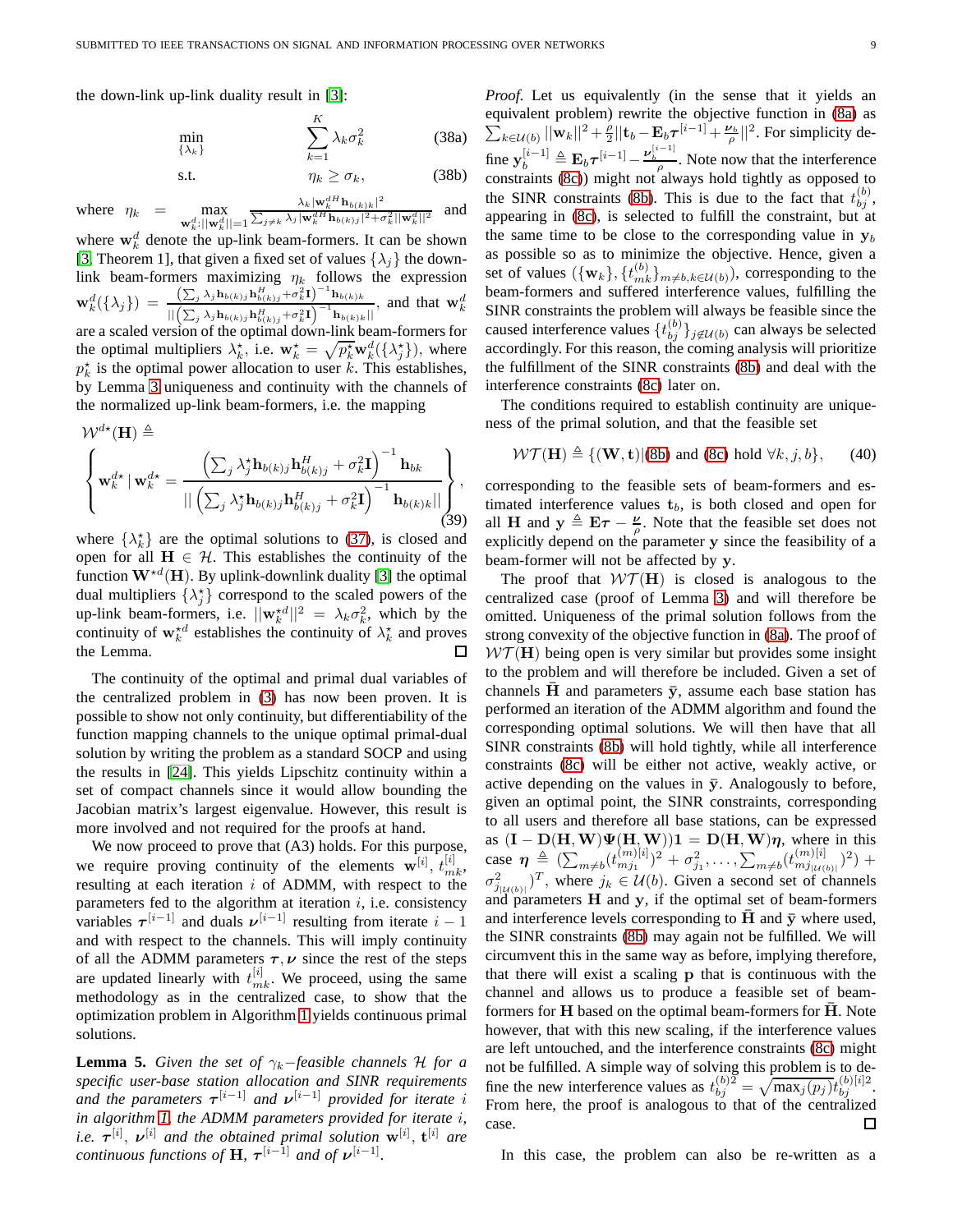the down-link up-link duality result in [3]:

$$\min_{\{\lambda_k\}} \quad \sum_{k=1}^{K} \lambda_k \sigma_k^2 \tag{38a}$$

$$\text{s.t.} \quad \eta_k \geq \sigma_k, \tag{38b}$$

where $\eta_k = \max_{\mathbf{w}_k^d:||\mathbf{w}_k^d||=1} \frac{\lambda_k |\mathbf{w}_k^{dH}\mathbf{h}_{b(k)k}|^2}{\sum_{j\neq k}\lambda_j|\mathbf{w}_k^{dH}\mathbf{h}_{b(k)j}|^2+\sigma_k^2||\mathbf{w}_k^d||^2}$ and where $\mathbf{w}_k^d$ denote the up-link beam-formers. It can be shown [3, Theorem 1], that given a fixed set of values $\{\lambda_j\}$ the down-link beam-formers maximizing $\eta_k$ follows the expression $\mathbf{w}_k^d(\{\lambda_j\}) = \frac{\left(\sum_j \lambda_j \mathbf{h}_{b(k)j}\mathbf{h}_{b(k)j}^H + \sigma_k^2 \mathbf{I}\right)^{-1}\mathbf{h}_{b(k)k}}{||\left(\sum_j \lambda_j \mathbf{h}_{b(k)j}\mathbf{h}_{b(k)j}^H + \sigma_k^2 \mathbf{I}\right)^{-1}\mathbf{h}_{b(k)k}||}$, and that $\mathbf{w}_k^d$ are a scaled version of the optimal down-link beam-formers for the optimal multipliers $\lambda_k^\star$, i.e. $\mathbf{w}_k^\star = \sqrt{p_k^\star}\mathbf{w}_k^d(\{\lambda_j^\star\})$, where $p_k^\star$ is the optimal power allocation to user $k$. This establishes, by Lemma 3 uniqueness and continuity with the channels of the normalized up-link beam-formers, i.e. the mapping

$$\mathcal{W}^{d\star}(\mathbf{H}) \triangleq \left\{ \mathbf{w}_k^{d\star} \,|\, \mathbf{w}_k^{d\star} = \frac{\left(\sum_j \lambda_j^\star \mathbf{h}_{b(k)j}\mathbf{h}_{b(k)j}^H + \sigma_k^2 \mathbf{I}\right)^{-1}\mathbf{h}_{bk}}{||\left(\sum_j \lambda_j^\star \mathbf{h}_{b(k)j}\mathbf{h}_{b(k)j}^H + \sigma_k^2 \mathbf{I}\right)^{-1}\mathbf{h}_{b(k)k}||} \right\}, \tag{39}$$

where $\{\lambda_k^\star\}$ are the optimal solutions to (37), is closed and open for all $\mathbf{H} \in \mathcal{H}$. This establishes the continuity of the function $\mathbf{W}^{\star d}(\mathbf{H})$. By uplink-downlink duality [3] the optimal dual multipliers $\{\lambda_j^\star\}$ correspond to the scaled powers of the up-link beam-formers, i.e. $||\mathbf{w}_k^{\star d}||^2 = \lambda_k \sigma_k^2$, which by the continuity of $\mathbf{w}_k^{\star d}$ establishes the continuity of $\lambda_k^\star$ and proves the Lemma. □

The continuity of the optimal and primal dual variables of the centralized problem in (3) has now been proven. It is possible to show not only continuity, but differentiability of the function mapping channels to the unique optimal primal-dual solution by writing the problem as a standard SOCP and using the results in [24]. This yields Lipschitz continuity within a set of compact channels since it would allow bounding the Jacobian matrix's largest eigenvalue. However, this result is more involved and not required for the proofs at hand.

We now proceed to prove that (A3) holds. For this purpose, we require proving continuity of the elements $\mathbf{w}^{[i]}$, $t_{mk}^{[i]}$, resulting at each iteration $i$ of ADMM, with respect to the parameters fed to the algorithm at iteration $i$, i.e. consistency variables $\boldsymbol{\tau}^{[i-1]}$ and duals $\boldsymbol{\nu}^{[i-1]}$ resulting from iterate $i-1$ and with respect to the channels. This will imply continuity of all the ADMM parameters $\boldsymbol{\tau}, \boldsymbol{\nu}$ since the rest of the steps are updated linearly with $t_{mk}^{[i]}$. We proceed, using the same methodology as in the centralized case, to show that the optimization problem in Algorithm 1 yields continuous primal solutions.

**Lemma 5.** *Given the set of $\gamma_k-$feasible channels $\mathcal{H}$ for a specific user-base station allocation and SINR requirements and the parameters $\boldsymbol{\tau}^{[i-1]}$ and $\boldsymbol{\nu}^{[i-1]}$ provided for iterate $i$ in algorithm 1, the ADMM parameters provided for iterate $i$, i.e. $\boldsymbol{\tau}^{[i]}$, $\boldsymbol{\nu}^{[i]}$ and the obtained primal solution $\mathbf{w}^{[i]}$, $\mathbf{t}^{[i]}$ are continuous functions of $\mathbf{H}$, $\boldsymbol{\tau}^{[i-1]}$ and of $\boldsymbol{\nu}^{[i-1]}$.*

*Proof.* Let us equivalently (in the sense that it yields an equivalent problem) rewrite the objective function in (8a) as $\sum_{k\in\mathcal{U}(b)}||\mathbf{w}_k||^2 + \frac{\rho}{2}||\mathbf{t}_b - \mathbf{E}_b\boldsymbol{\tau}^{[i-1]} + \frac{\boldsymbol{\nu}_b}{\rho}||^2$. For simplicity define $\mathbf{y}_b^{[i-1]} \triangleq \mathbf{E}_b\boldsymbol{\tau}^{[i-1]} - \frac{\boldsymbol{\nu}_b^{[i-1]}}{\rho}$. Note now that the interference constraints (8c)) might not always hold tightly as opposed to the SINR constraints (8b). This is due to the fact that $t_{bj}^{(b)}$, appearing in (8c), is selected to fulfill the constraint, but at the same time to be close to the corresponding value in $\mathbf{y}_b$ as possible so as to minimize the objective. Hence, given a set of values $(\{\mathbf{w}_k\}, \{t_{mk}^{(b)}\}_{m\neq b, k\in\mathcal{U}(b)})$, corresponding to the beam-formers and suffered interference values, fulfilling the SINR constraints the problem will always be feasible since the caused interference values $\{t_{bj}^{(b)}\}_{j\notin\mathcal{U}(b)}$ can always be selected accordingly. For this reason, the coming analysis will prioritize the fulfillment of the SINR constraints (8b) and deal with the interference constraints (8c) later on.

The conditions required to establish continuity are uniqueness of the primal solution, and that the feasible set

$$\mathcal{WT}(\mathbf{H}) \triangleq \{(\mathbf{W}, \mathbf{t})|\text{(8b) and (8c) hold } \forall k, j, b\}, \tag{40}$$

corresponding to the feasible sets of beam-formers and estimated interference values $\mathbf{t}_b$, is both closed and open for all $\mathbf{H}$ and $\mathbf{y} \triangleq \mathbf{E}\boldsymbol{\tau} - \frac{\boldsymbol{\nu}}{\rho}$. Note that the feasible set does not explicitly depend on the parameter $\mathbf{y}$ since the feasibility of a beam-former will not be affected by $\mathbf{y}$.

The proof that $\mathcal{WT}(\mathbf{H})$ is closed is analogous to the centralized case (proof of Lemma 3) and will therefore be omitted. Uniqueness of the primal solution follows from the strong convexity of the objective function in (8a). The proof of $\mathcal{WT}(\mathbf{H})$ being open is very similar but provides some insight to the problem and will therefore be included. Given a set of channels $\bar{\mathbf{H}}$ and parameters $\bar{\mathbf{y}}$, assume each base station has performed an iteration of the ADMM algorithm and found the corresponding optimal solutions. We will then have that all SINR constraints (8b) will hold tightly, while all interference constraints (8c) will be either not active, weakly active, or active depending on the values in $\bar{\mathbf{y}}$. Analogously to before, given an optimal point, the SINR constraints, corresponding to all users and therefore all base stations, can be expressed as $(\mathbf{I} - \mathbf{D}(\mathbf{H},\mathbf{W})\boldsymbol{\Psi}(\mathbf{H},\mathbf{W}))\mathbf{1} = \mathbf{D}(\mathbf{H},\mathbf{W})\boldsymbol{\eta}$, where in this case $\boldsymbol{\eta} \triangleq (\sum_{m\neq b}(t_{mj_1}^{(m)[i]})^2 + \sigma_{j_1}^2, \ldots, \sum_{m\neq b}(t_{mj_{|\mathcal{U}(b)|}}^{(m)[i]})^2) + \sigma_{j_{|\mathcal{U}(b)|}}^2)^T$, where $j_k \in \mathcal{U}(b)$. Given a second set of channels and parameters $\mathbf{H}$ and $\mathbf{y}$, if the optimal set of beam-formers and interference levels corresponding to $\bar{\mathbf{H}}$ and $\bar{\mathbf{y}}$ where used, the SINR constraints (8b) may again not be fulfilled. We will circumvent this in the same way as before, implying therefore, that there will exist a scaling $\mathbf{p}$ that is continuous with the channel and allows us to produce a feasible set of beam-formers for $\mathbf{H}$ based on the optimal beam-formers for $\bar{\mathbf{H}}$. Note however, that with this new scaling, if the interference values are left untouched, and the interference constraints (8c) might not be fulfilled. A simple way of solving this problem is to define the new interference values as $t_{bj}^{(b)2} = \sqrt{\max_j(p_j)}t_{bj}^{(b)[i]2}$. From here, the proof is analogous to that of the centralized case. □

In this case, the problem can also be re-written as a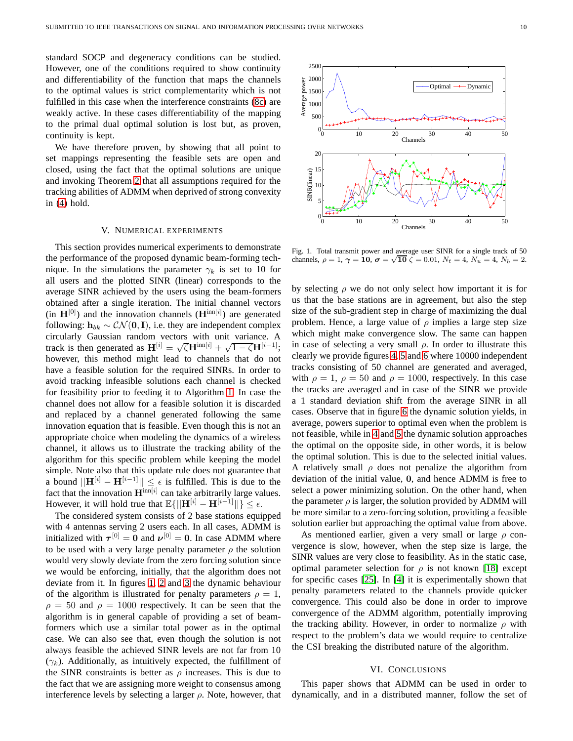standard SOCP and degeneracy conditions can be studied. However, one of the conditions required to show continuity and differentiability of the function that maps the channels to the optimal values is strict complementarity which is not fulfilled in this case when the interference constraints (8c) are weakly active. In these cases differentiability of the mapping to the primal dual optimal solution is lost but, as proven, continuity is kept.

We have therefore proven, by showing that all point to set mappings representing the feasible sets are open and closed, using the fact that the optimal solutions are unique and invoking Theorem 2 that all assumptions required for the tracking abilities of ADMM when deprived of strong convexity in (4) hold.

## V. Numerical experiments

This section provides numerical experiments to demonstrate the performance of the proposed dynamic beam-forming technique. In the simulations the parameter $\gamma_k$ is set to 10 for all users and the plotted SINR (linear) corresponds to the average SINR achieved by the users using the beam-formers obtained after a single iteration. The initial channel vectors (in $\mathbf{H}^{[0]}$) and the innovation channels ($\mathbf{H}^{\text{inn}[i]}$) are generated following: $\mathbf{h}_{bk} \sim \mathcal{CN}(\mathbf{0}, \mathbf{I})$, i.e. they are independent complex circularly Gaussian random vectors with unit variance. A track is then generated as $\mathbf{H}^{[i]} = \sqrt{\zeta}\mathbf{H}^{\text{inn}[i]} + \sqrt{1-\zeta}\mathbf{H}^{[i-1]}$; however, this method might lead to channels that do not have a feasible solution for the required SINRs. In order to avoid tracking infeasible solutions each channel is checked for feasibility prior to feeding it to Algorithm 1. In case the channel does not allow for a feasible solution it is discarded and replaced by a channel generated following the same innovation equation that is feasible. Even though this is not an appropriate choice when modeling the dynamics of a wireless channel, it allows us to illustrate the tracking ability of the algorithm for this specific problem while keeping the model simple. Note also that this update rule does not guarantee that a bound $||\mathbf{H}^{[i]} - \mathbf{H}^{[i-1]}|| \leq \epsilon$ is fulfilled. This is due to the fact that the innovation $\mathbf{H}^{\text{inn}[i]}$ can take arbitrarily large values. However, it will hold true that $\mathbb{E}\{||\mathbf{H}^{[i]} - \mathbf{H}^{[i-1]}||\} \leq \epsilon$.

The considered system consists of 2 base stations equipped with 4 antennas serving 2 users each. In all cases, ADMM is initialized with $\boldsymbol{\tau}^{[0]} = \mathbf{0}$ and $\boldsymbol{\nu}^{[0]} = \mathbf{0}$. In case ADMM where to be used with a very large penalty parameter $\rho$ the solution would very slowly deviate from the zero forcing solution since we would be enforcing, initially, that the algorithm does not deviate from it. In figures 1, 2 and 3 the dynamic behaviour of the algorithm is illustrated for penalty parameters $\rho = 1$, $\rho = 50$ and $\rho = 1000$ respectively. It can be seen that the algorithm is in general capable of providing a set of beam-formers which use a similar total power as in the optimal case. We can also see that, even though the solution is not always feasible the achieved SINR levels are not far from 10 ($\gamma_k$). Additionally, as intuitively expected, the fulfillment of the SINR constraints is better as $\rho$ increases. This is due to the fact that we are assigning more weight to consensus among interference levels by selecting a larger $\rho$. Note, however, that by selecting $\rho$ we do not only select how important it is for us that the base stations are in agreement, but also the step size of the sub-gradient step in charge of maximizing the dual problem. Hence, a large value of $\rho$ implies a large step size which might make convergence slow. The same can happen in case of selecting a very small $\rho$. In order to illustrate this clearly we provide figures 4, 5 and 6 where 10000 independent tracks consisting of 50 channel are generated and averaged, with $\rho = 1$, $\rho = 50$ and $\rho = 1000$, respectively. In this case the tracks are averaged and in case of the SINR we provide a 1 standard deviation shift from the average SINR in all cases. Observe that in figure 6 the dynamic solution yields, in average, powers superior to optimal even when the problem is not feasible, while in 4 and 5 the dynamic solution approaches the optimal on the opposite side, in other words, it is below the optimal solution. This is due to the selected initial values. A relatively small $\rho$ does not penalize the algorithm from deviation of the initial value, $\mathbf{0}$, and hence ADMM is free to select a power minimizing solution. On the other hand, when the parameter $\rho$ is larger, the solution provided by ADMM will be more similar to a zero-forcing solution, providing a feasible solution earlier but approaching the optimal value from above.

Fig. 1. Total transmit power and average user SINR for a single track of 50 channels, $\rho = 1$, $\boldsymbol{\gamma} = \mathbf{10}$, $\boldsymbol{\sigma} = \sqrt{\mathbf{10}}$ $\zeta = 0.01$, $N_t = 4$, $N_u = 4$, $N_b = 2$.

As mentioned earlier, given a very small or large $\rho$ convergence is slow, however, when the step size is large, the SINR values are very close to feasibility. As in the static case, optimal parameter selection for $\rho$ is not known [18] except for specific cases [25]. In [4] it is experimentally shown that penalty parameters related to the channels provide quicker convergence. This could also be done in order to improve convergence of the ADMM algorithm, potentially improving the tracking ability. However, in order to normalize $\rho$ with respect to the problem's data we would require to centralize the CSI breaking the distributed nature of the algorithm.

## VI. Conclusions

This paper shows that ADMM can be used in order to dynamically, and in a distributed manner, follow the set of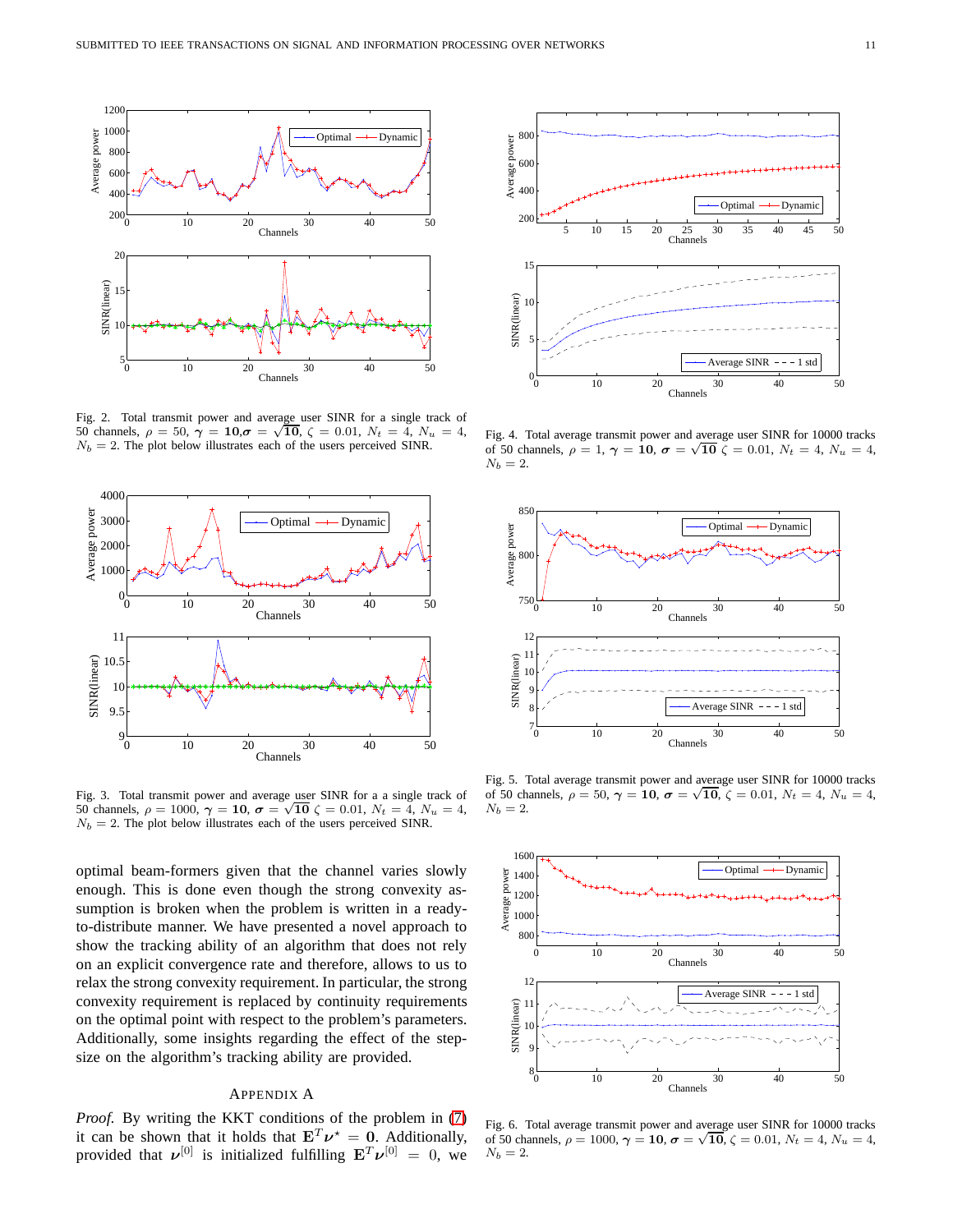Fig. 2. Total transmit power and average user SINR for a single track of 50 channels, $\rho = 50$, $\boldsymbol{\gamma} = \mathbf{10}$, $\boldsymbol{\sigma} = \sqrt{\mathbf{10}}$, $\zeta = 0.01$, $N_t = 4$, $N_u = 4$, $N_b = 2$. The plot below illustrates each of the users perceived SINR.

Fig. 3. Total transmit power and average user SINR for a single track of 50 channels, $\rho = 1000$, $\boldsymbol{\gamma} = \mathbf{10}$, $\boldsymbol{\sigma} = \sqrt{\mathbf{10}}$ $\zeta = 0.01$, $N_t = 4$, $N_u = 4$, $N_b = 2$. The plot below illustrates each of the users perceived SINR.

Fig. 4. Total average transmit power and average user SINR for 10000 tracks of 50 channels, $\rho = 1$, $\boldsymbol{\gamma} = \mathbf{10}$, $\boldsymbol{\sigma} = \sqrt{\mathbf{10}}$ $\zeta = 0.01$, $N_t = 4$, $N_u = 4$, $N_b = 2$.

Fig. 5. Total average transmit power and average user SINR for 10000 tracks of 50 channels, $\rho = 50$, $\boldsymbol{\gamma} = \mathbf{10}$, $\boldsymbol{\sigma} = \sqrt{\mathbf{10}}$, $\zeta = 0.01$, $N_t = 4$, $N_u = 4$, $N_b = 2$.

Fig. 6. Total average transmit power and average user SINR for 10000 tracks of 50 channels, $\rho = 1000$, $\boldsymbol{\gamma} = \mathbf{10}$, $\boldsymbol{\sigma} = \sqrt{\mathbf{10}}$, $\zeta = 0.01$, $N_t = 4$, $N_u = 4$, $N_b = 2$.

optimal beam-formers given that the channel varies slowly enough. This is done even though the strong convexity assumption is broken when the problem is written in a ready-to-distribute manner. We have presented a novel approach to show the tracking ability of an algorithm that does not rely on an explicit convergence rate and therefore, allows to us to relax the strong convexity requirement. In particular, the strong convexity requirement is replaced by continuity requirements on the optimal point with respect to the problem's parameters. Additionally, some insights regarding the effect of the step-size on the algorithm's tracking ability are provided.

## Appendix A

*Proof.* By writing the KKT conditions of the problem in (7) it can be shown that it holds that $\mathbf{E}^T\boldsymbol{\nu}^\star = \mathbf{0}$. Additionally, provided that $\boldsymbol{\nu}^{[0]}$ is initialized fulfilling $\mathbf{E}^T\boldsymbol{\nu}^{[0]} = 0$, we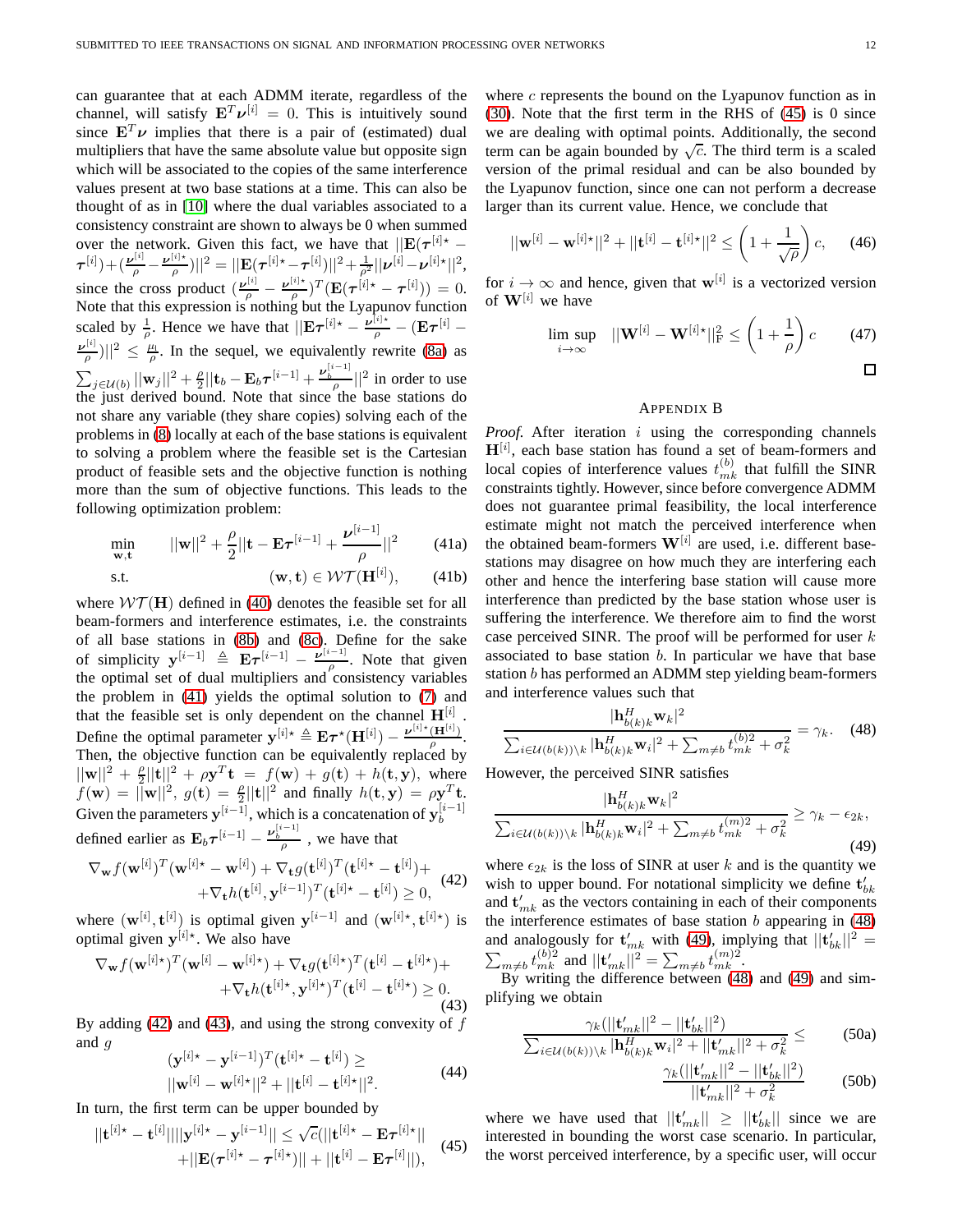can guarantee that at each ADMM iterate, regardless of the channel, will satisfy $\mathbf{E}^T\boldsymbol{\nu}^{[i]} = 0$. This is intuitively sound since $\mathbf{E}^T\boldsymbol{\nu}$ implies that there is a pair of (estimated) dual multipliers that have the same absolute value but opposite sign which will be associated to the copies of the same interference values present at two base stations at a time. This can also be thought of as in [10] where the dual variables associated to a consistency constraint are shown to always be 0 when summed over the network. Given this fact, we have that $||\mathbf{E}(\boldsymbol{\tau}^{[i]\star} - \boldsymbol{\tau}^{[i]}) + (\frac{\boldsymbol{\nu}^{[i]}}{\rho} - \frac{\boldsymbol{\nu}^{[i]\star}}{\rho})||^2 = ||\mathbf{E}(\boldsymbol{\tau}^{[i]\star} - \boldsymbol{\tau}^{[i]})||^2 + \frac{1}{\rho^2}||\boldsymbol{\nu}^{[i]} - \boldsymbol{\nu}^{[i]\star}||^2$, since the cross product $(\frac{\boldsymbol{\nu}^{[i]}}{\rho} - \frac{\boldsymbol{\nu}^{[i]\star}}{\rho})^T(\mathbf{E}(\boldsymbol{\tau}^{[i]\star} - \boldsymbol{\tau}^{[i]})) = 0$. Note that this expression is nothing but the Lyapunov function scaled by $\frac{1}{\rho}$. Hence we have that $||\mathbf{E}\boldsymbol{\tau}^{[i]\star} - \frac{\boldsymbol{\nu}^{[i]\star}}{\rho} - (\mathbf{E}\boldsymbol{\tau}^{[i]} - \frac{\boldsymbol{\nu}^{[i]}}{\rho})||^2 \leq \frac{\mu_i}{\rho}$. In the sequel, we equivalently rewrite (8a) as $\sum_{j\in\mathcal{U}(b)} ||\mathbf{w}_j||^2 + \frac{\rho}{2}||\mathbf{t}_b - \mathbf{E}_b\boldsymbol{\tau}^{[i-1]} + \frac{\boldsymbol{\nu}_b^{[i-1]}}{\rho}||^2$ in order to use the just derived bound. Note that since the base stations do not share any variable (they share copies) solving each of the problems in (8) locally at each of the base stations is equivalent to solving a problem where the feasible set is the Cartesian product of feasible sets and the objective function is nothing more than the sum of objective functions. This leads to the following optimization problem:

$$\min_{\mathbf{w},\mathbf{t}} \quad ||\mathbf{w}||^2 + \frac{\rho}{2}||\mathbf{t} - \mathbf{E}\boldsymbol{\tau}^{[i-1]} + \frac{\boldsymbol{\nu}^{[i-1]}}{\rho}||^2 \tag{41a}$$

$$\text{s.t.} \quad (\mathbf{w},\mathbf{t}) \in \mathcal{WT}(\mathbf{H}^{[i]}), \tag{41b}$$

where $\mathcal{WT}(\mathbf{H})$ defined in (40) denotes the feasible set for all beam-formers and interference estimates, i.e. the constraints of all base stations in (8b) and (8c). Define for the sake of simplicity $\mathbf{y}^{[i-1]} \triangleq \mathbf{E}\boldsymbol{\tau}^{[i-1]} - \frac{\boldsymbol{\nu}^{[i-1]}}{\rho}$. Note that given the optimal set of dual multipliers and consistency variables the problem in (41) yields the optimal solution to (7) and that the feasible set is only dependent on the channel $\mathbf{H}^{[i]}$. Define the optimal parameter $\mathbf{y}^{[i]\star} \triangleq \mathbf{E}\boldsymbol{\tau}^{\star}(\mathbf{H}^{[i]}) - \frac{\boldsymbol{\nu}^{[i]\star}(\mathbf{H}^{[i]})}{\rho}$. Then, the objective function can be equivalently replaced by $||\mathbf{w}||^2 + \frac{\rho}{2}||\mathbf{t}||^2 + \rho\mathbf{y}^T\mathbf{t} = f(\mathbf{w}) + g(\mathbf{t}) + h(\mathbf{t},\mathbf{y})$, where $f(\mathbf{w}) = ||\mathbf{w}||^2$, $g(\mathbf{t}) = \frac{\rho}{2}||\mathbf{t}||^2$ and finally $h(\mathbf{t},\mathbf{y}) = \rho\mathbf{y}^T\mathbf{t}$. Given the parameters $\mathbf{y}^{[i-1]}$, which is a concatenation of $\mathbf{y}_b^{[i-1]}$ defined earlier as $\mathbf{E}_b\boldsymbol{\tau}^{[i-1]} - \frac{\boldsymbol{\nu}_b^{[i-1]}}{\rho}$ , we have that

$$\begin{aligned}\nabla_{\mathbf{w}} f(\mathbf{w}^{[i]})^T(\mathbf{w}^{[i]\star} - \mathbf{w}^{[i]}) + \nabla_{\mathbf{t}} g(\mathbf{t}^{[i]})^T(\mathbf{t}^{[i]\star} - \mathbf{t}^{[i]}) +& \\ + \nabla_{\mathbf{t}} h(\mathbf{t}^{[i]},\mathbf{y}^{[i-1]})^T(\mathbf{t}^{[i]\star} - \mathbf{t}^{[i]}) \geq 0,&\end{aligned} \tag{42}$$

where $(\mathbf{w}^{[i]},\mathbf{t}^{[i]})$ is optimal given $\mathbf{y}^{[i-1]}$ and $(\mathbf{w}^{[i]\star},\mathbf{t}^{[i]\star})$ is optimal given $\mathbf{y}^{[i]\star}$. We also have

$$\begin{aligned}\nabla_{\mathbf{w}} f(\mathbf{w}^{[i]\star})^T(\mathbf{w}^{[i]} - \mathbf{w}^{[i]\star}) + \nabla_{\mathbf{t}} g(\mathbf{t}^{[i]\star})^T(\mathbf{t}^{[i]} - \mathbf{t}^{[i]\star}) +& \\ + \nabla_{\mathbf{t}} h(\mathbf{t}^{[i]\star},\mathbf{y}^{[i]\star})^T(\mathbf{t}^{[i]} - \mathbf{t}^{[i]\star}) \geq 0.&\end{aligned} \tag{43}$$

By adding (42) and (43), and using the strong convexity of $f$ and $g$

$$\begin{aligned}(\mathbf{y}^{[i]\star} - \mathbf{y}^{[i-1]})^T(\mathbf{t}^{[i]\star} - \mathbf{t}^{[i]}) \geq& \\ ||\mathbf{w}^{[i]} - \mathbf{w}^{[i]\star}||^2 + ||\mathbf{t}^{[i]} - \mathbf{t}^{[i]\star}||^2.&\end{aligned} \tag{44}$$

In turn, the first term can be upper bounded by

$$\begin{aligned}||\mathbf{t}^{[i]\star} - \mathbf{t}^{[i]}||||\mathbf{y}^{[i]\star} - \mathbf{y}^{[i-1]}|| \leq \sqrt{c}(||\mathbf{t}^{[i]\star} - \mathbf{E}\boldsymbol{\tau}^{[i]\star}||& \\ + ||\mathbf{E}(\boldsymbol{\tau}^{[i]\star} - \boldsymbol{\tau}^{[i]\star})|| + ||\mathbf{t}^{[i]} - \mathbf{E}\boldsymbol{\tau}^{[i]}||),&\end{aligned} \tag{45}$$

where $c$ represents the bound on the Lyapunov function as in (30). Note that the first term in the RHS of (45) is 0 since we are dealing with optimal points. Additionally, the second term can be again bounded by $\sqrt{c}$. The third term is a scaled version of the primal residual and can be also bounded by the Lyapunov function, since one can not perform a decrease larger than its current value. Hence, we conclude that

$$||\mathbf{w}^{[i]} - \mathbf{w}^{[i]\star}||^2 + ||\mathbf{t}^{[i]} - \mathbf{t}^{[i]\star}||^2 \leq \left(1 + \frac{1}{\sqrt{\rho}}\right)c, \tag{46}$$

for $i \to \infty$ and hence, given that $\mathbf{w}^{[i]}$ is a vectorized version of $\mathbf{W}^{[i]}$ we have

$$\limsup_{i\to\infty} \quad ||\mathbf{W}^{[i]} - \mathbf{W}^{[i]\star}||_{\mathrm{F}}^2 \leq \left(1 + \frac{1}{\rho}\right)c \tag{47}$$

□

## Appendix B

*Proof.* After iteration $i$ using the corresponding channels $\mathbf{H}^{[i]}$, each base station has found a set of beam-formers and local copies of interference values $t_{mk}^{(b)}$ that fulfill the SINR constraints tightly. However, since before convergence ADMM does not guarantee primal feasibility, the local interference estimate might not match the perceived interference when the obtained beam-formers $\mathbf{W}^{[i]}$ are used, i.e. different base-stations may disagree on how much they are interfering each other and hence the interfering base station will cause more interference than predicted by the base station whose user is suffering the interference. We therefore aim to find the worst case perceived SINR. The proof will be performed for user $k$ associated to base station $b$. In particular we have that base station $b$ has performed an ADMM step yielding beam-formers and interference values such that

$$\frac{|\mathbf{h}_{b(k)k}^H\mathbf{w}_k|^2}{\sum_{i\in\mathcal{U}(b(k))\setminus k}|\mathbf{h}_{b(k)k}^H\mathbf{w}_i|^2 + \sum_{m\neq b} t_{mk}^{(b)2} + \sigma_k^2} = \gamma_k. \tag{48}$$

However, the perceived SINR satisfies

$$\frac{|\mathbf{h}_{b(k)k}^H\mathbf{w}_k|^2}{\sum_{i\in\mathcal{U}(b(k))\setminus k}|\mathbf{h}_{b(k)k}^H\mathbf{w}_i|^2 + \sum_{m\neq b} t_{mk}^{(m)2} + \sigma_k^2} \geq \gamma_k - \epsilon_{2k}, \tag{49}$$

where $\epsilon_{2k}$ is the loss of SINR at user $k$ and is the quantity we wish to upper bound. For notational simplicity we define $\mathbf{t}'_{bk}$ and $\mathbf{t}'_{mk}$ as the vectors containing in each of their components the interference estimates of base station $b$ appearing in (48) and analogously for $\mathbf{t}'_{mk}$ with (49), implying that $||\mathbf{t}'_{bk}||^2 = \sum_{m\neq b} t_{mk}^{(b)2}$ and $||\mathbf{t}'_{mk}||^2 = \sum_{m\neq b} t_{mk}^{(m)2}$.

By writing the difference between (48) and (49) and simplifying we obtain

$$\frac{\gamma_k(||\mathbf{t}'_{mk}||^2 - ||\mathbf{t}'_{bk}||^2)}{\sum_{i\in\mathcal{U}(b(k))\setminus k}|\mathbf{h}_{b(k)k}^H\mathbf{w}_i|^2 + ||\mathbf{t}'_{mk}||^2 + \sigma_k^2} \leq \tag{50a}$$

$$\frac{\gamma_k(||\mathbf{t}'_{mk}||^2 - ||\mathbf{t}'_{bk}||^2)}{||\mathbf{t}'_{mk}||^2 + \sigma_k^2} \tag{50b}$$

where we have used that $||\mathbf{t}'_{mk}|| \geq ||\mathbf{t}'_{bk}||$ since we are interested in bounding the worst case scenario. In particular, the worst perceived interference, by a specific user, will occur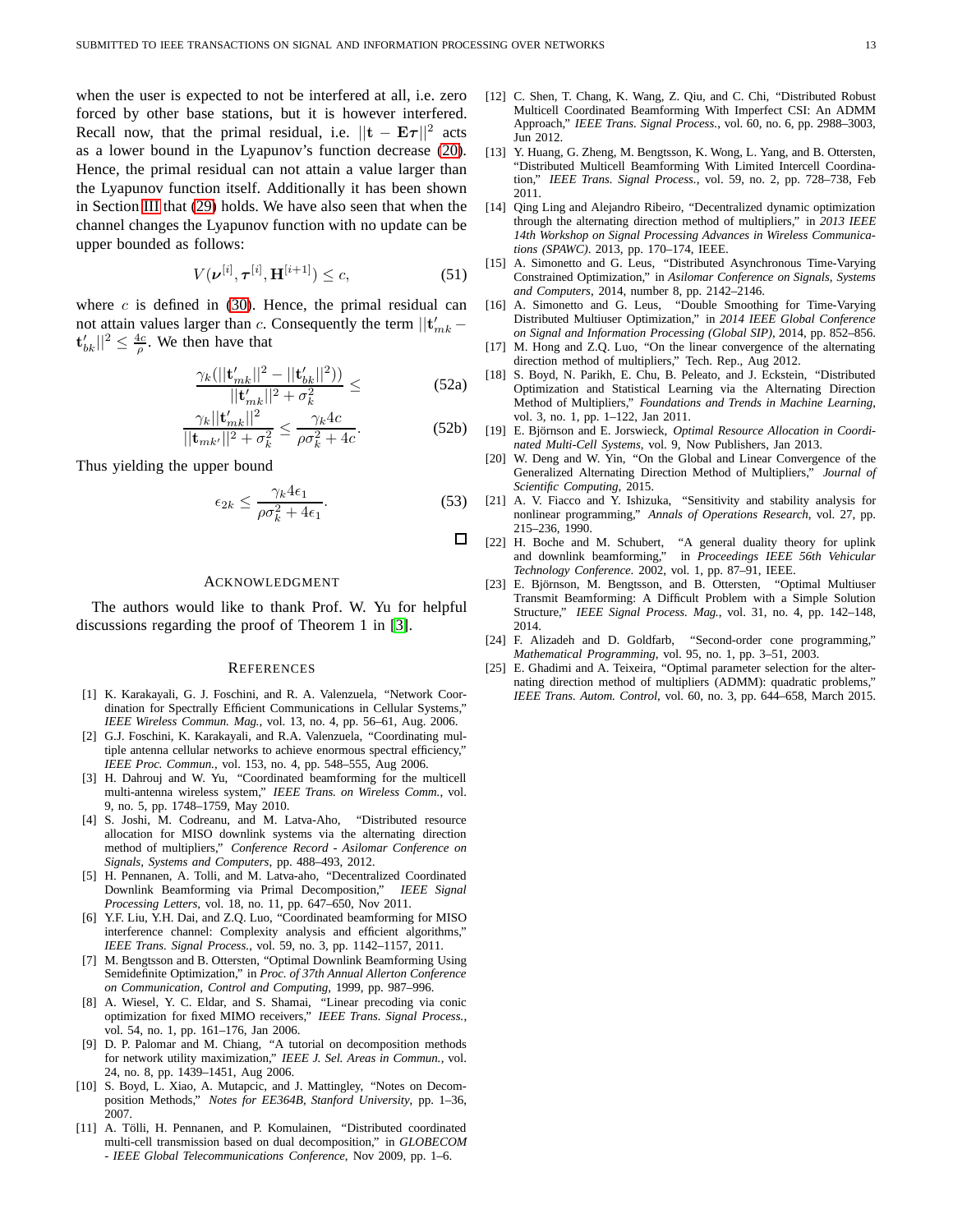when the user is expected to not be interfered at all, i.e. zero forced by other base stations, but it is however interfered. Recall now, that the primal residual, i.e. $||\mathbf{t} - \mathbf{E}\boldsymbol{\tau}||^2$ acts as a lower bound in the Lyapunov's function decrease (20). Hence, the primal residual can not attain a value larger than the Lyapunov function itself. Additionally it has been shown in Section III that (29) holds. We have also seen that when the channel changes the Lyapunov function with no update can be upper bounded as follows:

$$V(\boldsymbol{\nu}^{[i]}, \boldsymbol{\tau}^{[i]}, \mathbf{H}^{[i+1]}) \leq c, \tag{51}$$

where $c$ is defined in (30). Hence, the primal residual can not attain values larger than $c$. Consequently the term $||\mathbf{t}'_{mk} - \mathbf{t}'_{bk}||^2 \leq \frac{4c}{\rho}$. We then have that

$$\frac{\gamma_k(||\mathbf{t}'_{mk}||^2 - ||\mathbf{t}'_{bk}||^2))}{||\mathbf{t}'_{mk}||^2 + \sigma_k^2} \leq \tag{52a}$$

$$\frac{\gamma_k||\mathbf{t}'_{mk}||^2}{||\mathbf{t}_{mk'}||^2 + \sigma_k^2} \leq \frac{\gamma_k 4c}{\rho\sigma_k^2 + 4c}. \tag{52b}$$

Thus yielding the upper bound

$$\epsilon_{2k} \leq \frac{\gamma_k 4\epsilon_1}{\rho\sigma_k^2 + 4\epsilon_1}. \tag{53}$$

□

## Acknowledgment

The authors would like to thank Prof. W. Yu for helpful discussions regarding the proof of Theorem 1 in [3].

## References

[1] K. Karakayali, G. J. Foschini, and R. A. Valenzuela, "Network Coordination for Spectrally Efficient Communications in Cellular Systems," *IEEE Wireless Commun. Mag.*, vol. 13, no. 4, pp. 56–61, Aug. 2006.

[2] G.J. Foschini, K. Karakayali, and R.A. Valenzuela, "Coordinating multiple antenna cellular networks to achieve enormous spectral efficiency," *IEEE Proc. Commun.*, vol. 153, no. 4, pp. 548–555, Aug 2006.

[3] H. Dahrouj and W. Yu, "Coordinated beamforming for the multicell multi-antenna wireless system," *IEEE Trans. on Wireless Comm.*, vol. 9, no. 5, pp. 1748–1759, May 2010.

[4] S. Joshi, M. Codreanu, and M. Latva-Aho, "Distributed resource allocation for MISO downlink systems via the alternating direction method of multipliers," *Conference Record - Asilomar Conference on Signals, Systems and Computers*, pp. 488–493, 2012.

[5] H. Pennanen, A. Tolli, and M. Latva-aho, "Decentralized Coordinated Downlink Beamforming via Primal Decomposition," *IEEE Signal Processing Letters*, vol. 18, no. 11, pp. 647–650, Nov 2011.

[6] Y.F. Liu, Y.H. Dai, and Z.Q. Luo, "Coordinated beamforming for MISO interference channel: Complexity analysis and efficient algorithms," *IEEE Trans. Signal Process.*, vol. 59, no. 3, pp. 1142–1157, 2011.

[7] M. Bengtsson and B. Ottersten, "Optimal Downlink Beamforming Using Semidefinite Optimization," in *Proc. of 37th Annual Allerton Conference on Communication, Control and Computing*, 1999, pp. 987–996.

[8] A. Wiesel, Y. C. Eldar, and S. Shamai, "Linear precoding via conic optimization for fixed MIMO receivers," *IEEE Trans. Signal Process.*, vol. 54, no. 1, pp. 161–176, Jan 2006.

[9] D. P. Palomar and M. Chiang, "A tutorial on decomposition methods for network utility maximization," *IEEE J. Sel. Areas in Commun.*, vol. 24, no. 8, pp. 1439–1451, Aug 2006.

[10] S. Boyd, L. Xiao, A. Mutapcic, and J. Mattingley, "Notes on Decomposition Methods," *Notes for EE364B, Stanford University*, pp. 1–36, 2007.

[11] A. Tölli, H. Pennanen, and P. Komulainen, "Distributed coordinated multi-cell transmission based on dual decomposition," in *GLOBECOM - IEEE Global Telecommunications Conference*, Nov 2009, pp. 1–6.

[12] C. Shen, T. Chang, K. Wang, Z. Qiu, and C. Chi, "Distributed Robust Multicell Coordinated Beamforming With Imperfect CSI: An ADMM Approach," *IEEE Trans. Signal Process.*, vol. 60, no. 6, pp. 2988–3003, Jun 2012.

[13] Y. Huang, G. Zheng, M. Bengtsson, K. Wong, L. Yang, and B. Ottersten, "Distributed Multicell Beamforming With Limited Intercell Coordination," *IEEE Trans. Signal Process.*, vol. 59, no. 2, pp. 728–738, Feb 2011.

[14] Qing Ling and Alejandro Ribeiro, "Decentralized dynamic optimization through the alternating direction method of multipliers," in *2013 IEEE 14th Workshop on Signal Processing Advances in Wireless Communications (SPAWC)*. 2013, pp. 170–174, IEEE.

[15] A. Simonetto and G. Leus, "Distributed Asynchronous Time-Varying Constrained Optimization," in *Asilomar Conference on Signals, Systems and Computers*, 2014, number 8, pp. 2142–2146.

[16] A. Simonetto and G. Leus, "Double Smoothing for Time-Varying Distributed Multiuser Optimization," in *2014 IEEE Global Conference on Signal and Information Processing (Global SIP)*, 2014, pp. 852–856.

[17] M. Hong and Z.Q. Luo, "On the linear convergence of the alternating direction method of multipliers," Tech. Rep., Aug 2012.

[18] S. Boyd, N. Parikh, E. Chu, B. Peleato, and J. Eckstein, "Distributed Optimization and Statistical Learning via the Alternating Direction Method of Multipliers," *Foundations and Trends in Machine Learning*, vol. 3, no. 1, pp. 1–122, Jan 2011.

[19] E. Björnson and E. Jorswieck, *Optimal Resource Allocation in Coordinated Multi-Cell Systems*, vol. 9, Now Publishers, Jan 2013.

[20] W. Deng and W. Yin, "On the Global and Linear Convergence of the Generalized Alternating Direction Method of Multipliers," *Journal of Scientific Computing*, 2015.

[21] A. V. Fiacco and Y. Ishizuka, "Sensitivity and stability analysis for nonlinear programming," *Annals of Operations Research*, vol. 27, pp. 215–236, 1990.

[22] H. Boche and M. Schubert, "A general duality theory for uplink and downlink beamforming," in *Proceedings IEEE 56th Vehicular Technology Conference*. 2002, vol. 1, pp. 87–91, IEEE.

[23] E. Björnson, M. Bengtsson, and B. Ottersten, "Optimal Multiuser Transmit Beamforming: A Difficult Problem with a Simple Solution Structure," *IEEE Signal Process. Mag.*, vol. 31, no. 4, pp. 142–148, 2014.

[24] F. Alizadeh and D. Goldfarb, "Second-order cone programming," *Mathematical Programming*, vol. 95, no. 1, pp. 3–51, 2003.

[25] E. Ghadimi and A. Teixeira, "Optimal parameter selection for the alternating direction method of multipliers (ADMM): quadratic problems," *IEEE Trans. Autom. Control*, vol. 60, no. 3, pp. 644–658, March 2015.